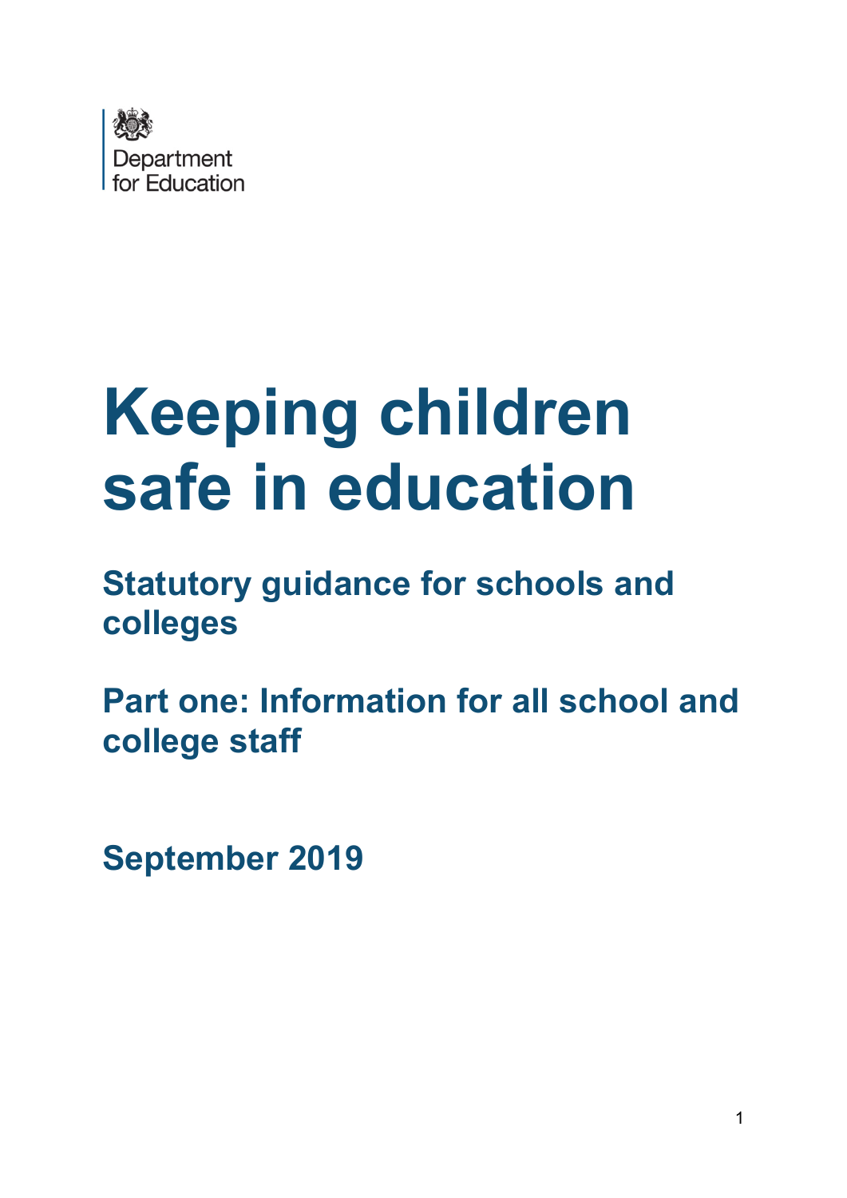Department for Education

# Keeping children safe in education

## Statutory guidance for schools and colleges

## Part one: Information for all school and college staff

## September 2019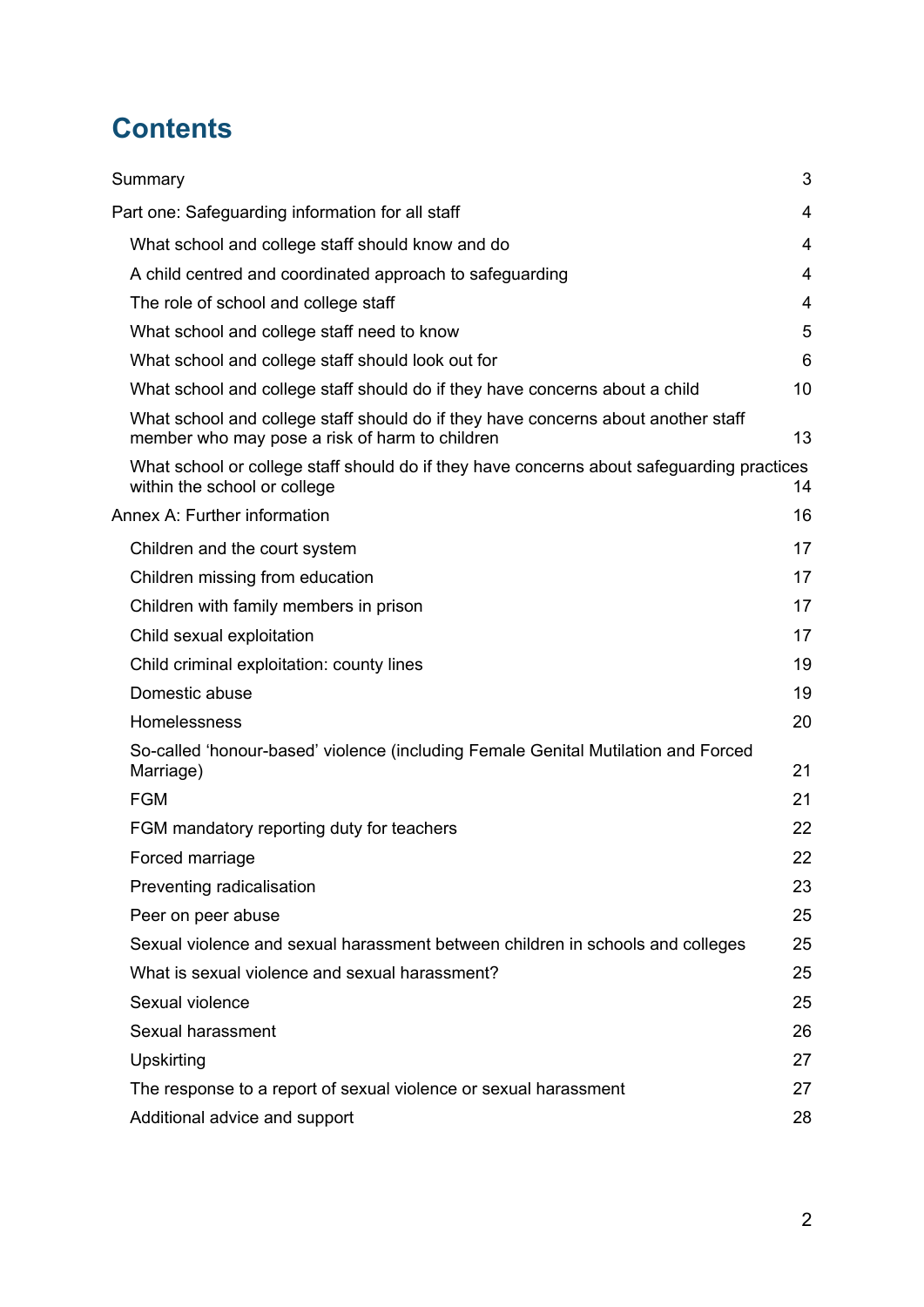# Contents

Summary 3

Part one: Safeguarding information for all staff 4

- What school and college staff should know and do 4
- A child centred and coordinated approach to safeguarding 4
- The role of school and college staff 4
- What school and college staff need to know 5
- What school and college staff should look out for 6
- What school and college staff should do if they have concerns about a child 10
- What school and college staff should do if they have concerns about another staff member who may pose a risk of harm to children 13
- What school or college staff should do if they have concerns about safeguarding practices within the school or college 14

Annex A: Further information 16

- Children and the court system 17
- Children missing from education 17
- Children with family members in prison 17
- Child sexual exploitation 17
- Child criminal exploitation: county lines 19
- Domestic abuse 19
- Homelessness 20
- So-called 'honour-based' violence (including Female Genital Mutilation and Forced Marriage) 21
- FGM 21
- FGM mandatory reporting duty for teachers 22
- Forced marriage 22
- Preventing radicalisation 23
- Peer on peer abuse 25
- Sexual violence and sexual harassment between children in schools and colleges 25
- What is sexual violence and sexual harassment? 25
- Sexual violence 25
- Sexual harassment 26
- Upskirting 27
- The response to a report of sexual violence or sexual harassment 27
- Additional advice and support 28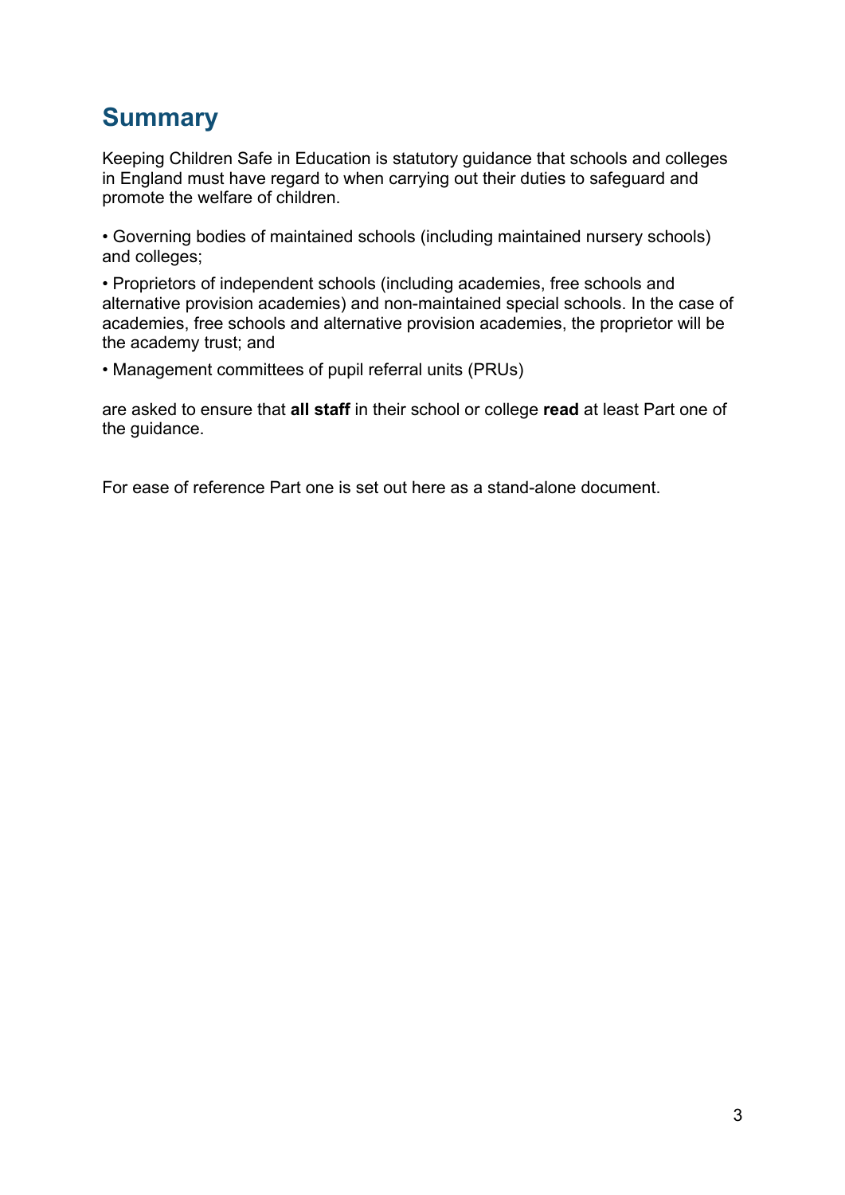# Summary

Keeping Children Safe in Education is statutory guidance that schools and colleges in England must have regard to when carrying out their duties to safeguard and promote the welfare of children.

- Governing bodies of maintained schools (including maintained nursery schools) and colleges;
- Proprietors of independent schools (including academies, free schools and alternative provision academies) and non-maintained special schools. In the case of academies, free schools and alternative provision academies, the proprietor will be the academy trust; and
- Management committees of pupil referral units (PRUs)

are asked to ensure that **all staff** in their school or college **read** at least Part one of the guidance.

For ease of reference Part one is set out here as a stand-alone document.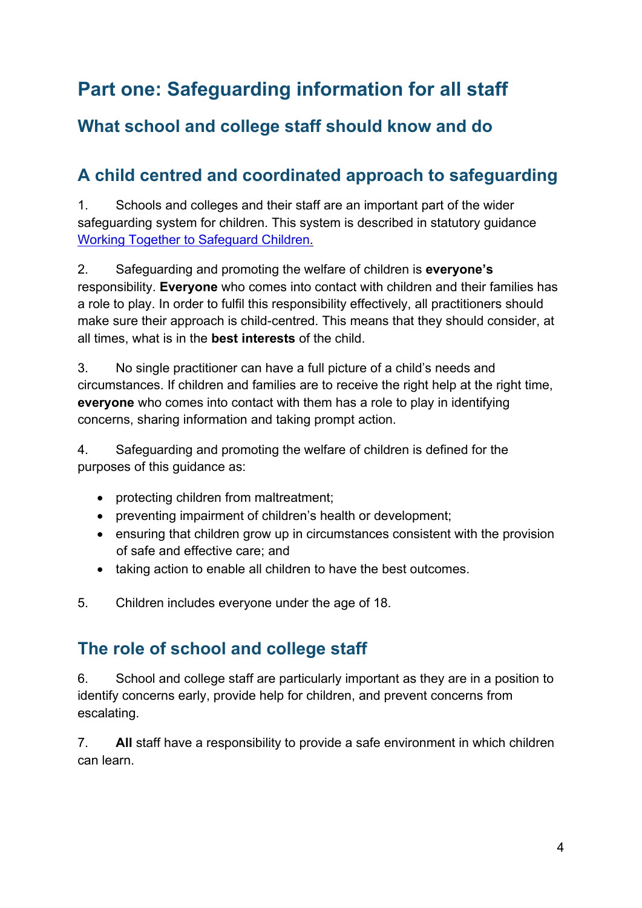# Part one: Safeguarding information for all staff

## What school and college staff should know and do

## A child centred and coordinated approach to safeguarding

1. Schools and colleges and their staff are an important part of the wider safeguarding system for children. This system is described in statutory guidance [Working Together to Safeguard Children](Working Together to Safeguard Children).

2. Safeguarding and promoting the welfare of children is **everyone's** responsibility. **Everyone** who comes into contact with children and their families has a role to play. In order to fulfil this responsibility effectively, all practitioners should make sure their approach is child-centred. This means that they should consider, at all times, what is in the **best interests** of the child.

3. No single practitioner can have a full picture of a child's needs and circumstances. If children and families are to receive the right help at the right time, **everyone** who comes into contact with them has a role to play in identifying concerns, sharing information and taking prompt action.

4. Safeguarding and promoting the welfare of children is defined for the purposes of this guidance as:

- protecting children from maltreatment;
- preventing impairment of children's health or development;
- ensuring that children grow up in circumstances consistent with the provision of safe and effective care; and
- taking action to enable all children to have the best outcomes.

5. Children includes everyone under the age of 18.

## The role of school and college staff

6. School and college staff are particularly important as they are in a position to identify concerns early, provide help for children, and prevent concerns from escalating.

7. **All** staff have a responsibility to provide a safe environment in which children can learn.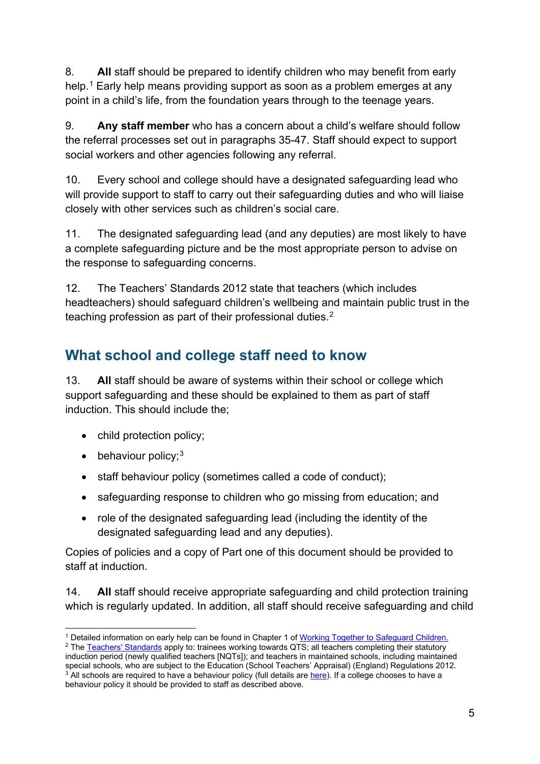8. **All** staff should be prepared to identify children who may benefit from early help.[1] Early help means providing support as soon as a problem emerges at any point in a child's life, from the foundation years through to the teenage years.

9. **Any staff member** who has a concern about a child's welfare should follow the referral processes set out in paragraphs 35-47. Staff should expect to support social workers and other agencies following any referral.

10. Every school and college should have a designated safeguarding lead who will provide support to staff to carry out their safeguarding duties and who will liaise closely with other services such as children's social care.

11. The designated safeguarding lead (and any deputies) are most likely to have a complete safeguarding picture and be the most appropriate person to advise on the response to safeguarding concerns.

12. The Teachers' Standards 2012 state that teachers (which includes headteachers) should safeguard children's wellbeing and maintain public trust in the teaching profession as part of their professional duties.[2]

## What school and college staff need to know

13. **All** staff should be aware of systems within their school or college which support safeguarding and these should be explained to them as part of staff induction. This should include the;

- child protection policy;
- behaviour policy;[3]
- staff behaviour policy (sometimes called a code of conduct);
- safeguarding response to children who go missing from education; and
- role of the designated safeguarding lead (including the identity of the designated safeguarding lead and any deputies).

Copies of policies and a copy of Part one of this document should be provided to staff at induction.

14. **All** staff should receive appropriate safeguarding and child protection training which is regularly updated. In addition, all staff should receive safeguarding and child

---

[1] Detailed information on early help can be found in Chapter 1 of Working Together to Safeguard Children.

[2] The Teachers' Standards apply to: trainees working towards QTS; all teachers completing their statutory induction period (newly qualified teachers [NQTs]); and teachers in maintained schools, including maintained special schools, who are subject to the Education (School Teachers' Appraisal) (England) Regulations 2012.

[3] All schools are required to have a behaviour policy (full details are here). If a college chooses to have a behaviour policy it should be provided to staff as described above.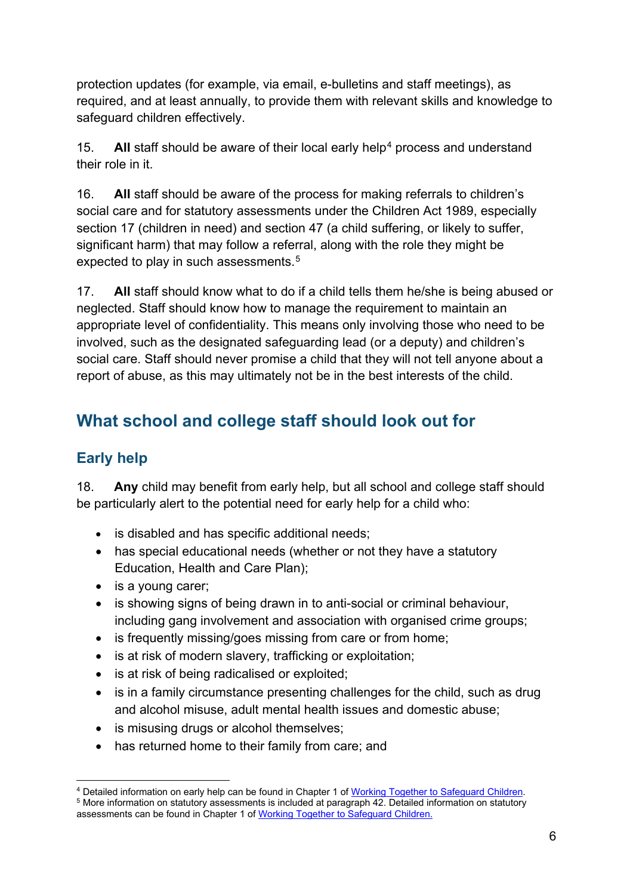protection updates (for example, via email, e-bulletins and staff meetings), as required, and at least annually, to provide them with relevant skills and knowledge to safeguard children effectively.

15. **All** staff should be aware of their local early help[4] process and understand their role in it.

16. **All** staff should be aware of the process for making referrals to children's social care and for statutory assessments under the Children Act 1989, especially section 17 (children in need) and section 47 (a child suffering, or likely to suffer, significant harm) that may follow a referral, along with the role they might be expected to play in such assessments.[5]

17. **All** staff should know what to do if a child tells them he/she is being abused or neglected. Staff should know how to manage the requirement to maintain an appropriate level of confidentiality. This means only involving those who need to be involved, such as the designated safeguarding lead (or a deputy) and children's social care. Staff should never promise a child that they will not tell anyone about a report of abuse, as this may ultimately not be in the best interests of the child.

## What school and college staff should look out for

### Early help

18. **Any** child may benefit from early help, but all school and college staff should be particularly alert to the potential need for early help for a child who:

- is disabled and has specific additional needs;
- has special educational needs (whether or not they have a statutory Education, Health and Care Plan);
- is a young carer;
- is showing signs of being drawn in to anti-social or criminal behaviour, including gang involvement and association with organised crime groups;
- is frequently missing/goes missing from care or from home;
- is at risk of modern slavery, trafficking or exploitation;
- is at risk of being radicalised or exploited;
- is in a family circumstance presenting challenges for the child, such as drug and alcohol misuse, adult mental health issues and domestic abuse;
- is misusing drugs or alcohol themselves;
- has returned home to their family from care; and

---

[4] Detailed information on early help can be found in Chapter 1 of Working Together to Safeguard Children.

[5] More information on statutory assessments is included at paragraph 42. Detailed information on statutory assessments can be found in Chapter 1 of Working Together to Safeguard Children.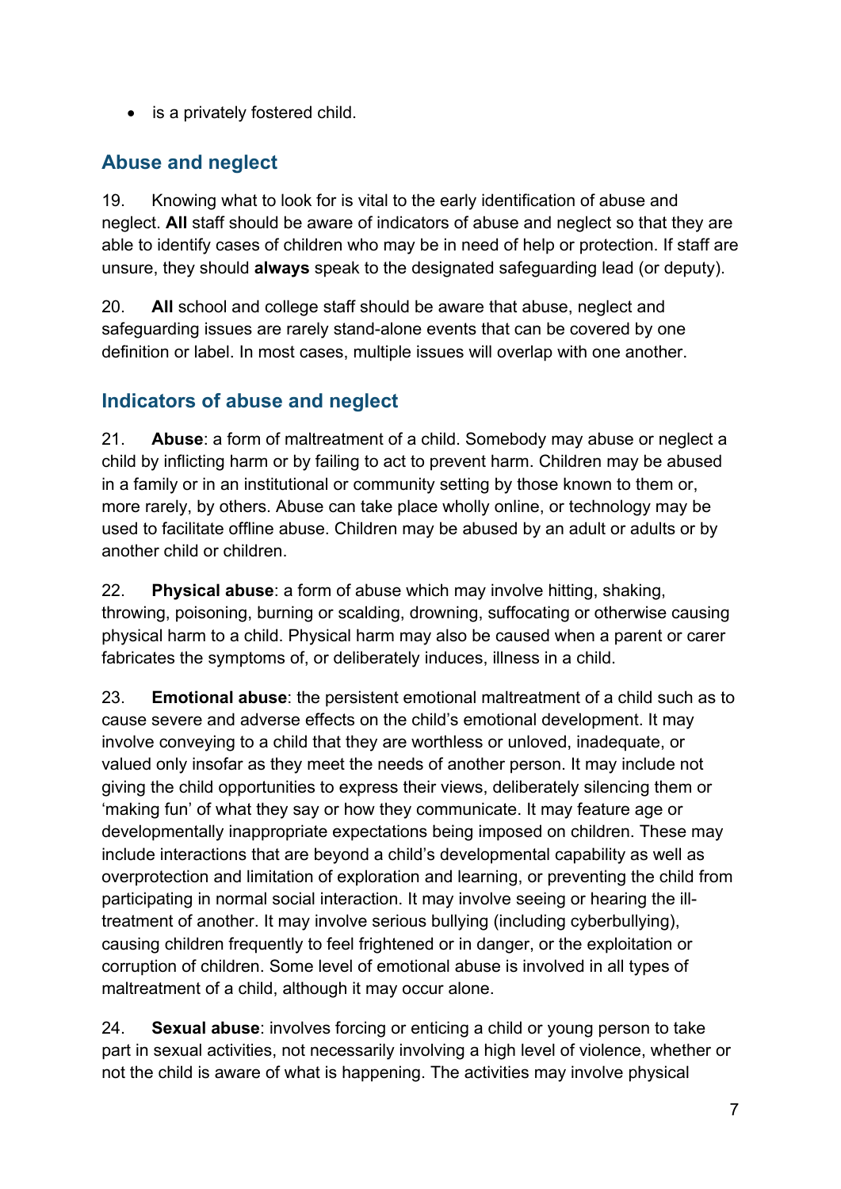- is a privately fostered child.

## Abuse and neglect

19. Knowing what to look for is vital to the early identification of abuse and neglect. **All** staff should be aware of indicators of abuse and neglect so that they are able to identify cases of children who may be in need of help or protection. If staff are unsure, they should **always** speak to the designated safeguarding lead (or deputy).

20. **All** school and college staff should be aware that abuse, neglect and safeguarding issues are rarely stand-alone events that can be covered by one definition or label. In most cases, multiple issues will overlap with one another.

## Indicators of abuse and neglect

21. **Abuse**: a form of maltreatment of a child. Somebody may abuse or neglect a child by inflicting harm or by failing to act to prevent harm. Children may be abused in a family or in an institutional or community setting by those known to them or, more rarely, by others. Abuse can take place wholly online, or technology may be used to facilitate offline abuse. Children may be abused by an adult or adults or by another child or children.

22. **Physical abuse**: a form of abuse which may involve hitting, shaking, throwing, poisoning, burning or scalding, drowning, suffocating or otherwise causing physical harm to a child. Physical harm may also be caused when a parent or carer fabricates the symptoms of, or deliberately induces, illness in a child.

23. **Emotional abuse**: the persistent emotional maltreatment of a child such as to cause severe and adverse effects on the child's emotional development. It may involve conveying to a child that they are worthless or unloved, inadequate, or valued only insofar as they meet the needs of another person. It may include not giving the child opportunities to express their views, deliberately silencing them or 'making fun' of what they say or how they communicate. It may feature age or developmentally inappropriate expectations being imposed on children. These may include interactions that are beyond a child's developmental capability as well as overprotection and limitation of exploration and learning, or preventing the child from participating in normal social interaction. It may involve seeing or hearing the ill-treatment of another. It may involve serious bullying (including cyberbullying), causing children frequently to feel frightened or in danger, or the exploitation or corruption of children. Some level of emotional abuse is involved in all types of maltreatment of a child, although it may occur alone.

24. **Sexual abuse**: involves forcing or enticing a child or young person to take part in sexual activities, not necessarily involving a high level of violence, whether or not the child is aware of what is happening. The activities may involve physical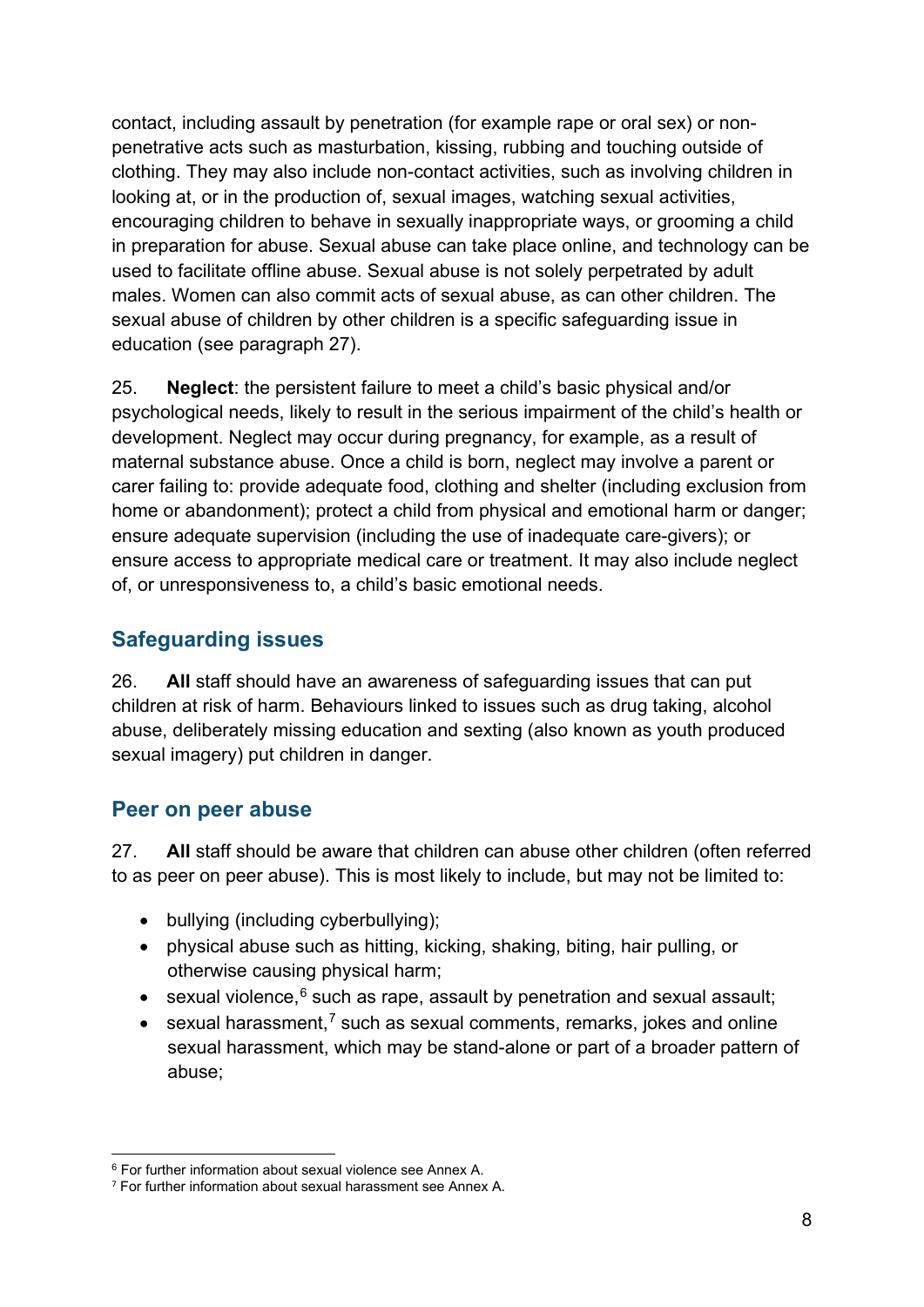contact, including assault by penetration (for example rape or oral sex) or non-penetrative acts such as masturbation, kissing, rubbing and touching outside of clothing. They may also include non-contact activities, such as involving children in looking at, or in the production of, sexual images, watching sexual activities, encouraging children to behave in sexually inappropriate ways, or grooming a child in preparation for abuse. Sexual abuse can take place online, and technology can be used to facilitate offline abuse. Sexual abuse is not solely perpetrated by adult males. Women can also commit acts of sexual abuse, as can other children. The sexual abuse of children by other children is a specific safeguarding issue in education (see paragraph 27).

25. **Neglect**: the persistent failure to meet a child's basic physical and/or psychological needs, likely to result in the serious impairment of the child's health or development. Neglect may occur during pregnancy, for example, as a result of maternal substance abuse. Once a child is born, neglect may involve a parent or carer failing to: provide adequate food, clothing and shelter (including exclusion from home or abandonment); protect a child from physical and emotional harm or danger; ensure adequate supervision (including the use of inadequate care-givers); or ensure access to appropriate medical care or treatment. It may also include neglect of, or unresponsiveness to, a child's basic emotional needs.

## Safeguarding issues

26. **All** staff should have an awareness of safeguarding issues that can put children at risk of harm. Behaviours linked to issues such as drug taking, alcohol abuse, deliberately missing education and sexting (also known as youth produced sexual imagery) put children in danger.

## Peer on peer abuse

27. **All** staff should be aware that children can abuse other children (often referred to as peer on peer abuse). This is most likely to include, but may not be limited to:

- bullying (including cyberbullying);
- physical abuse such as hitting, kicking, shaking, biting, hair pulling, or otherwise causing physical harm;
- sexual violence,[6] such as rape, assault by penetration and sexual assault;
- sexual harassment,[7] such as sexual comments, remarks, jokes and online sexual harassment, which may be stand-alone or part of a broader pattern of abuse;

[6] For further information about sexual violence see Annex A.

[7] For further information about sexual harassment see Annex A.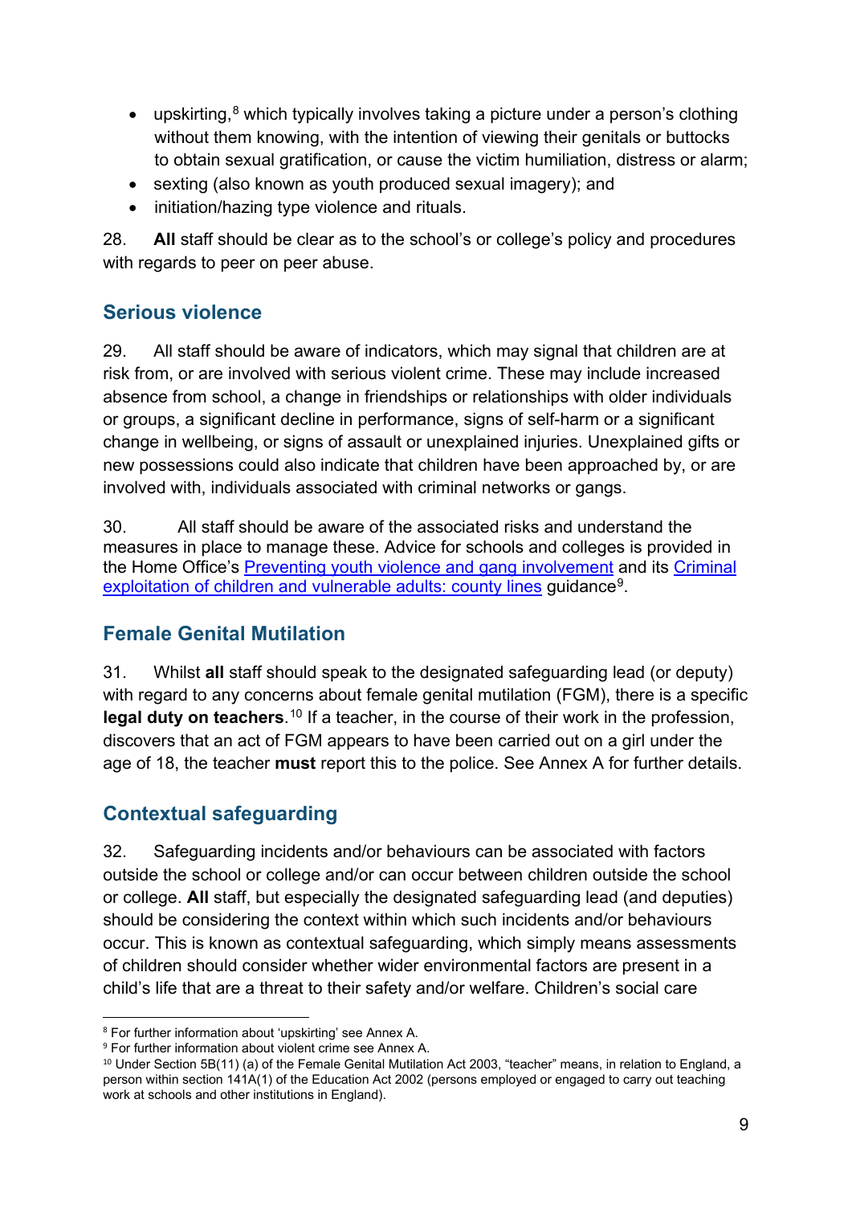- upskirting,[8] which typically involves taking a picture under a person's clothing without them knowing, with the intention of viewing their genitals or buttocks to obtain sexual gratification, or cause the victim humiliation, distress or alarm;
- sexting (also known as youth produced sexual imagery); and
- initiation/hazing type violence and rituals.

28. **All** staff should be clear as to the school's or college's policy and procedures with regards to peer on peer abuse.

## Serious violence

29. All staff should be aware of indicators, which may signal that children are at risk from, or are involved with serious violent crime. These may include increased absence from school, a change in friendships or relationships with older individuals or groups, a significant decline in performance, signs of self-harm or a significant change in wellbeing, or signs of assault or unexplained injuries. Unexplained gifts or new possessions could also indicate that children have been approached by, or are involved with, individuals associated with criminal networks or gangs.

30. All staff should be aware of the associated risks and understand the measures in place to manage these. Advice for schools and colleges is provided in the Home Office's [Preventing youth violence and gang involvement]() and its [Criminal exploitation of children and vulnerable adults: county lines]() guidance[9].

## Female Genital Mutilation

31. Whilst **all** staff should speak to the designated safeguarding lead (or deputy) with regard to any concerns about female genital mutilation (FGM), there is a specific **legal duty on teachers**.[10] If a teacher, in the course of their work in the profession, discovers that an act of FGM appears to have been carried out on a girl under the age of 18, the teacher **must** report this to the police. See Annex A for further details.

## Contextual safeguarding

32. Safeguarding incidents and/or behaviours can be associated with factors outside the school or college and/or can occur between children outside the school or college. **All** staff, but especially the designated safeguarding lead (and deputies) should be considering the context within which such incidents and/or behaviours occur. This is known as contextual safeguarding, which simply means assessments of children should consider whether wider environmental factors are present in a child's life that are a threat to their safety and/or welfare. Children's social care

---

[8] For further information about 'upskirting' see Annex A.

[9] For further information about violent crime see Annex A.

[10] Under Section 5B(11) (a) of the Female Genital Mutilation Act 2003, "teacher" means, in relation to England, a person within section 141A(1) of the Education Act 2002 (persons employed or engaged to carry out teaching work at schools and other institutions in England).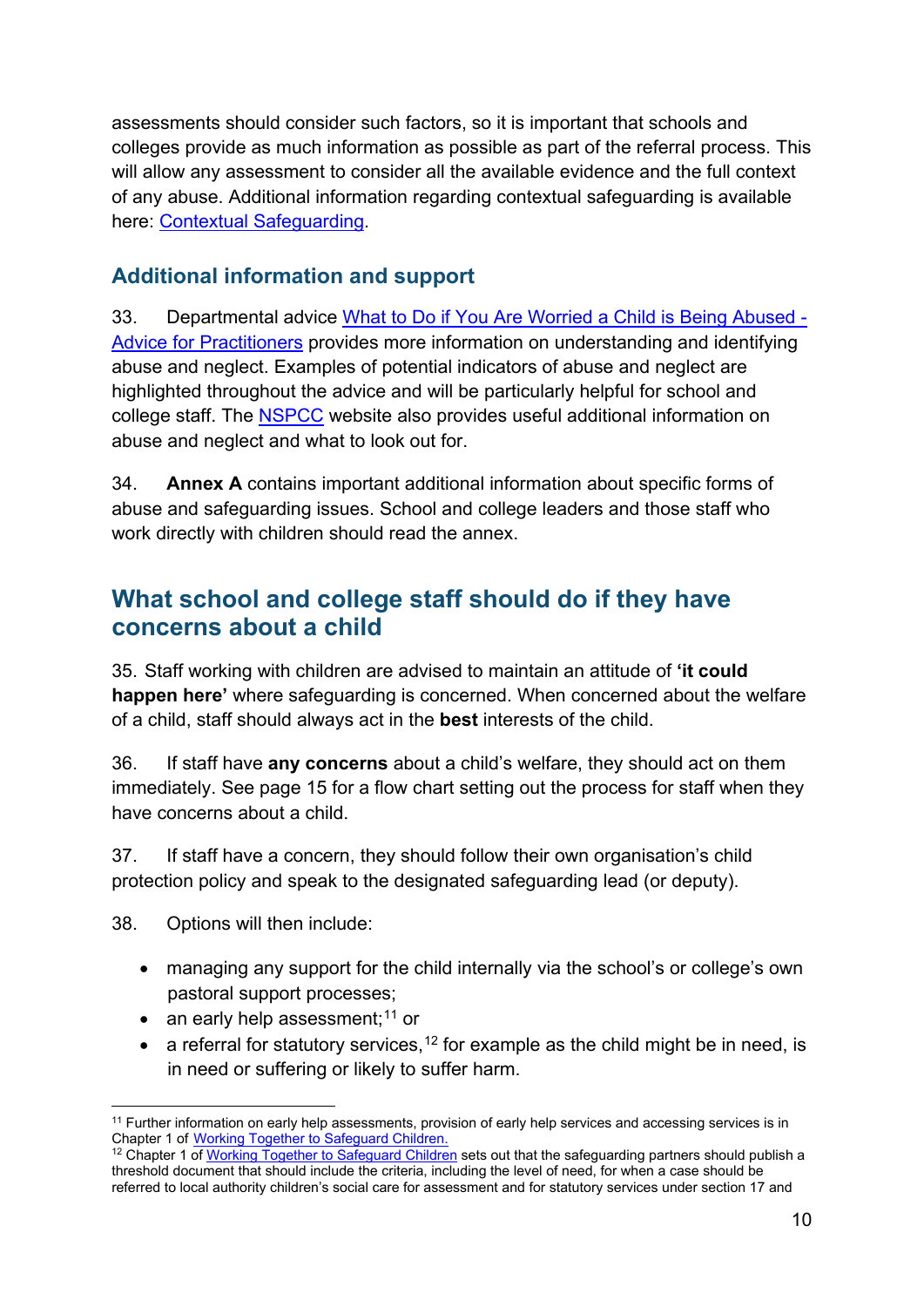assessments should consider such factors, so it is important that schools and colleges provide as much information as possible as part of the referral process. This will allow any assessment to consider all the available evidence and the full context of any abuse. Additional information regarding contextual safeguarding is available here: Contextual Safeguarding.

### Additional information and support

33. Departmental advice What to Do if You Are Worried a Child is Being Abused - Advice for Practitioners provides more information on understanding and identifying abuse and neglect. Examples of potential indicators of abuse and neglect are highlighted throughout the advice and will be particularly helpful for school and college staff. The NSPCC website also provides useful additional information on abuse and neglect and what to look out for.

34. **Annex A** contains important additional information about specific forms of abuse and safeguarding issues. School and college leaders and those staff who work directly with children should read the annex.

## What school and college staff should do if they have concerns about a child

35. Staff working with children are advised to maintain an attitude of **'it could happen here'** where safeguarding is concerned. When concerned about the welfare of a child, staff should always act in the **best** interests of the child.

36. If staff have **any concerns** about a child's welfare, they should act on them immediately. See page 15 for a flow chart setting out the process for staff when they have concerns about a child.

37. If staff have a concern, they should follow their own organisation's child protection policy and speak to the designated safeguarding lead (or deputy).

38. Options will then include:

- managing any support for the child internally via the school's or college's own pastoral support processes;
- an early help assessment;[11] or
- a referral for statutory services,[12] for example as the child might be in need, is in need or suffering or likely to suffer harm.

[11] Further information on early help assessments, provision of early help services and accessing services is in Chapter 1 of Working Together to Safeguard Children.

[12] Chapter 1 of Working Together to Safeguard Children sets out that the safeguarding partners should publish a threshold document that should include the criteria, including the level of need, for when a case should be referred to local authority children's social care for assessment and for statutory services under section 17 and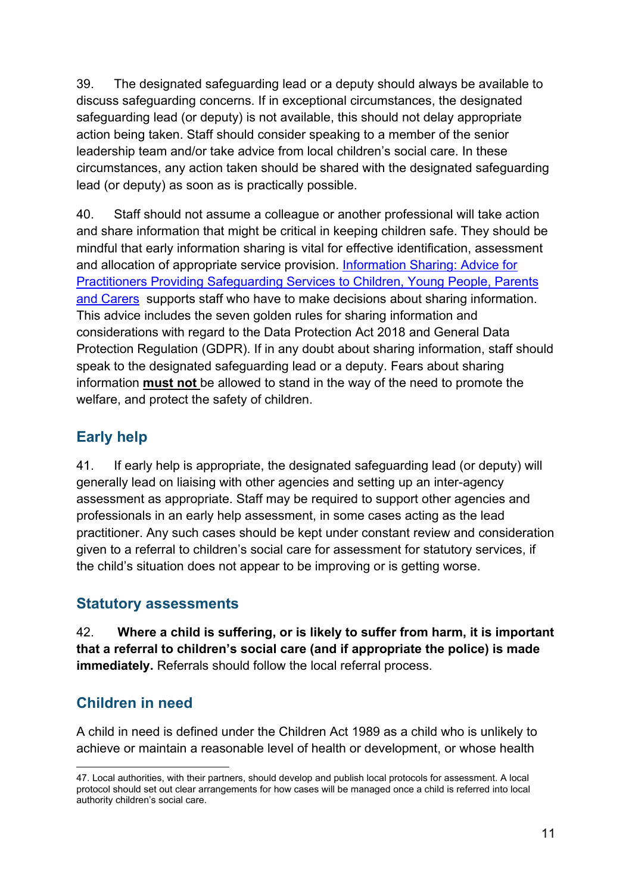39. The designated safeguarding lead or a deputy should always be available to discuss safeguarding concerns. If in exceptional circumstances, the designated safeguarding lead (or deputy) is not available, this should not delay appropriate action being taken. Staff should consider speaking to a member of the senior leadership team and/or take advice from local children's social care. In these circumstances, any action taken should be shared with the designated safeguarding lead (or deputy) as soon as is practically possible.

40. Staff should not assume a colleague or another professional will take action and share information that might be critical in keeping children safe. They should be mindful that early information sharing is vital for effective identification, assessment and allocation of appropriate service provision. [Information Sharing: Advice for Practitioners Providing Safeguarding Services to Children, Young People, Parents and Carers](#) supports staff who have to make decisions about sharing information. This advice includes the seven golden rules for sharing information and considerations with regard to the Data Protection Act 2018 and General Data Protection Regulation (GDPR). If in any doubt about sharing information, staff should speak to the designated safeguarding lead or a deputy. Fears about sharing information **must not** be allowed to stand in the way of the need to promote the welfare, and protect the safety of children.

## Early help

41. If early help is appropriate, the designated safeguarding lead (or deputy) will generally lead on liaising with other agencies and setting up an inter-agency assessment as appropriate. Staff may be required to support other agencies and professionals in an early help assessment, in some cases acting as the lead practitioner. Any such cases should be kept under constant review and consideration given to a referral to children's social care for assessment for statutory services, if the child's situation does not appear to be improving or is getting worse.

## Statutory assessments

42. **Where a child is suffering, or is likely to suffer from harm, it is important that a referral to children's social care (and if appropriate the police) is made immediately.** Referrals should follow the local referral process.

## Children in need

A child in need is defined under the Children Act 1989 as a child who is unlikely to achieve or maintain a reasonable level of health or development, or whose health

---

47. Local authorities, with their partners, should develop and publish local protocols for assessment. A local protocol should set out clear arrangements for how cases will be managed once a child is referred into local authority children's social care.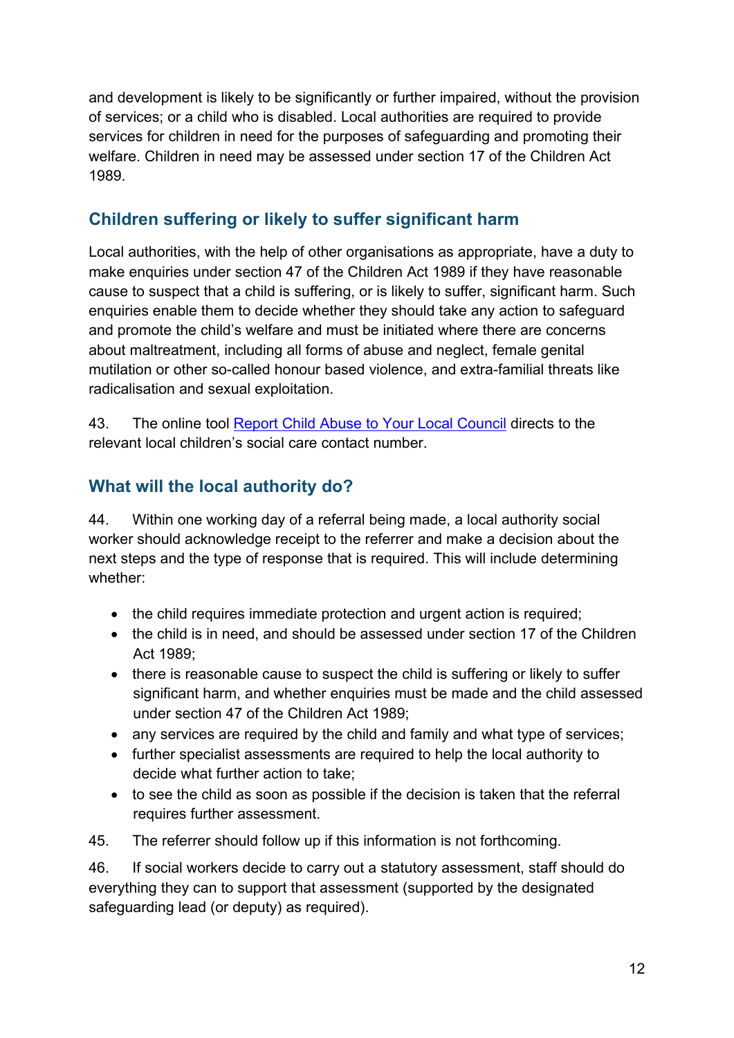and development is likely to be significantly or further impaired, without the provision of services; or a child who is disabled. Local authorities are required to provide services for children in need for the purposes of safeguarding and promoting their welfare. Children in need may be assessed under section 17 of the Children Act 1989.

## Children suffering or likely to suffer significant harm

Local authorities, with the help of other organisations as appropriate, have a duty to make enquiries under section 47 of the Children Act 1989 if they have reasonable cause to suspect that a child is suffering, or is likely to suffer, significant harm. Such enquiries enable them to decide whether they should take any action to safeguard and promote the child's welfare and must be initiated where there are concerns about maltreatment, including all forms of abuse and neglect, female genital mutilation or other so-called honour based violence, and extra-familial threats like radicalisation and sexual exploitation.

43. The online tool [Report Child Abuse to Your Local Council] directs to the relevant local children's social care contact number.

## What will the local authority do?

44. Within one working day of a referral being made, a local authority social worker should acknowledge receipt to the referrer and make a decision about the next steps and the type of response that is required. This will include determining whether:

- the child requires immediate protection and urgent action is required;
- the child is in need, and should be assessed under section 17 of the Children Act 1989;
- there is reasonable cause to suspect the child is suffering or likely to suffer significant harm, and whether enquiries must be made and the child assessed under section 47 of the Children Act 1989;
- any services are required by the child and family and what type of services;
- further specialist assessments are required to help the local authority to decide what further action to take;
- to see the child as soon as possible if the decision is taken that the referral requires further assessment.

45. The referrer should follow up if this information is not forthcoming.

46. If social workers decide to carry out a statutory assessment, staff should do everything they can to support that assessment (supported by the designated safeguarding lead (or deputy) as required).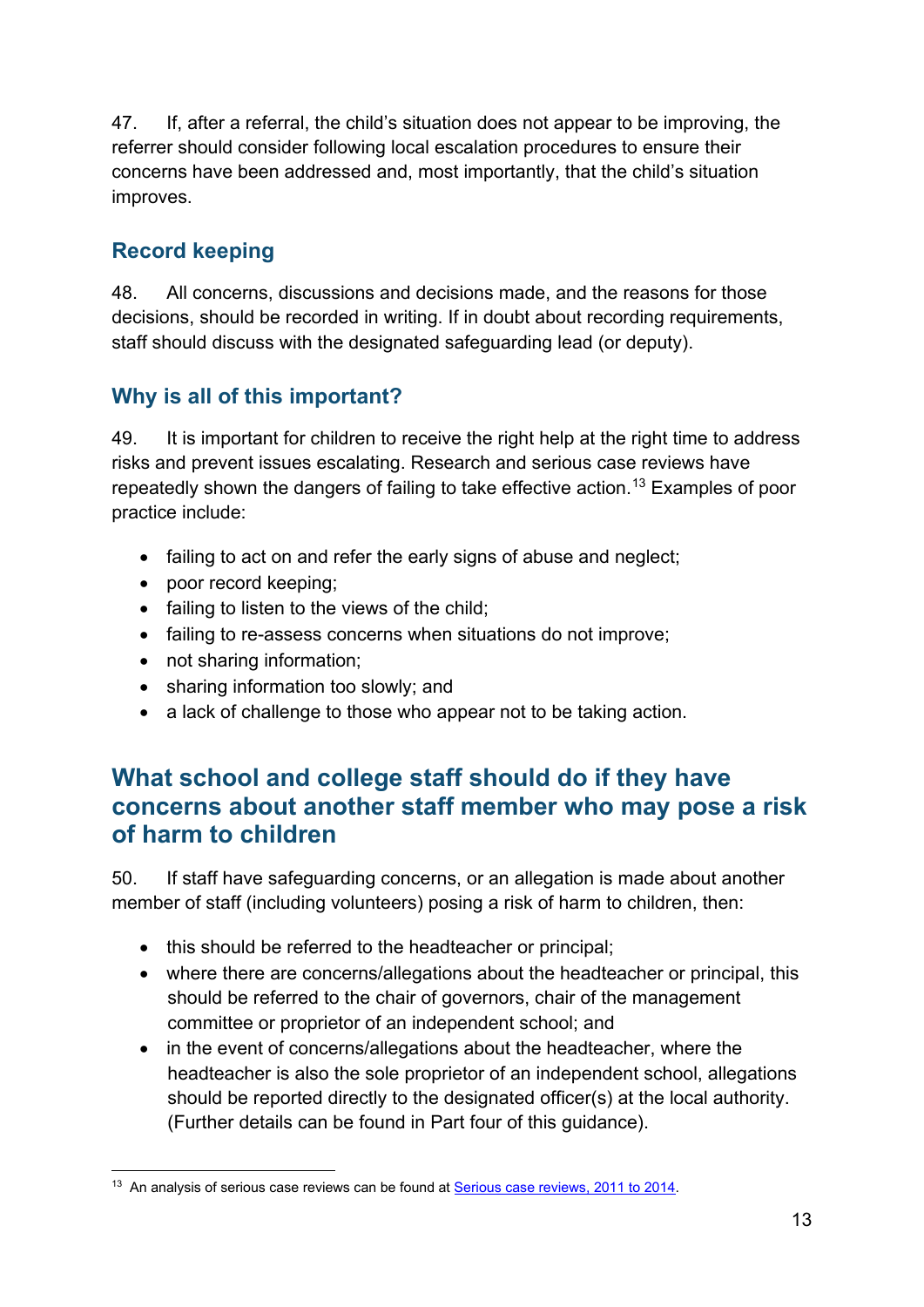47. If, after a referral, the child's situation does not appear to be improving, the referrer should consider following local escalation procedures to ensure their concerns have been addressed and, most importantly, that the child's situation improves.

### Record keeping

48. All concerns, discussions and decisions made, and the reasons for those decisions, should be recorded in writing. If in doubt about recording requirements, staff should discuss with the designated safeguarding lead (or deputy).

### Why is all of this important?

49. It is important for children to receive the right help at the right time to address risks and prevent issues escalating. Research and serious case reviews have repeatedly shown the dangers of failing to take effective action.[13] Examples of poor practice include:

- failing to act on and refer the early signs of abuse and neglect;
- poor record keeping;
- failing to listen to the views of the child;
- failing to re-assess concerns when situations do not improve;
- not sharing information;
- sharing information too slowly; and
- a lack of challenge to those who appear not to be taking action.

## What school and college staff should do if they have concerns about another staff member who may pose a risk of harm to children

50. If staff have safeguarding concerns, or an allegation is made about another member of staff (including volunteers) posing a risk of harm to children, then:

- this should be referred to the headteacher or principal;
- where there are concerns/allegations about the headteacher or principal, this should be referred to the chair of governors, chair of the management committee or proprietor of an independent school; and
- in the event of concerns/allegations about the headteacher, where the headteacher is also the sole proprietor of an independent school, allegations should be reported directly to the designated officer(s) at the local authority. (Further details can be found in Part four of this guidance).

---

[13] An analysis of serious case reviews can be found at Serious case reviews, 2011 to 2014.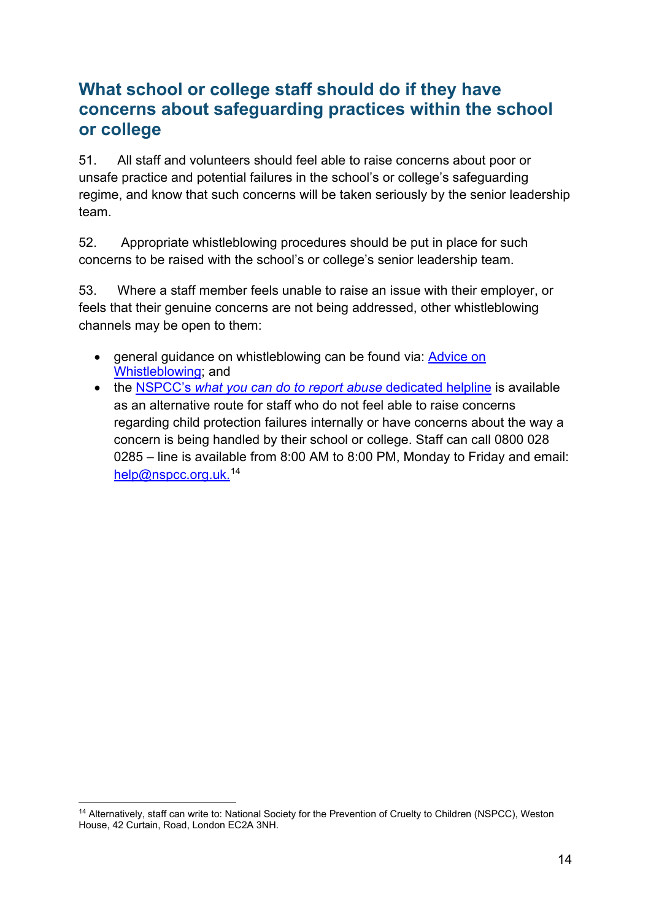## What school or college staff should do if they have concerns about safeguarding practices within the school or college

51. All staff and volunteers should feel able to raise concerns about poor or unsafe practice and potential failures in the school's or college's safeguarding regime, and know that such concerns will be taken seriously by the senior leadership team.

52. Appropriate whistleblowing procedures should be put in place for such concerns to be raised with the school's or college's senior leadership team.

53. Where a staff member feels unable to raise an issue with their employer, or feels that their genuine concerns are not being addressed, other whistleblowing channels may be open to them:

- general guidance on whistleblowing can be found via: Advice on Whistleblowing; and
- the NSPCC's *what you can do to report abuse* dedicated helpline is available as an alternative route for staff who do not feel able to raise concerns regarding child protection failures internally or have concerns about the way a concern is being handled by their school or college. Staff can call 0800 028 0285 – line is available from 8:00 AM to 8:00 PM, Monday to Friday and email: help@nspcc.org.uk.[14]

[14] Alternatively, staff can write to: National Society for the Prevention of Cruelty to Children (NSPCC), Weston House, 42 Curtain, Road, London EC2A 3NH.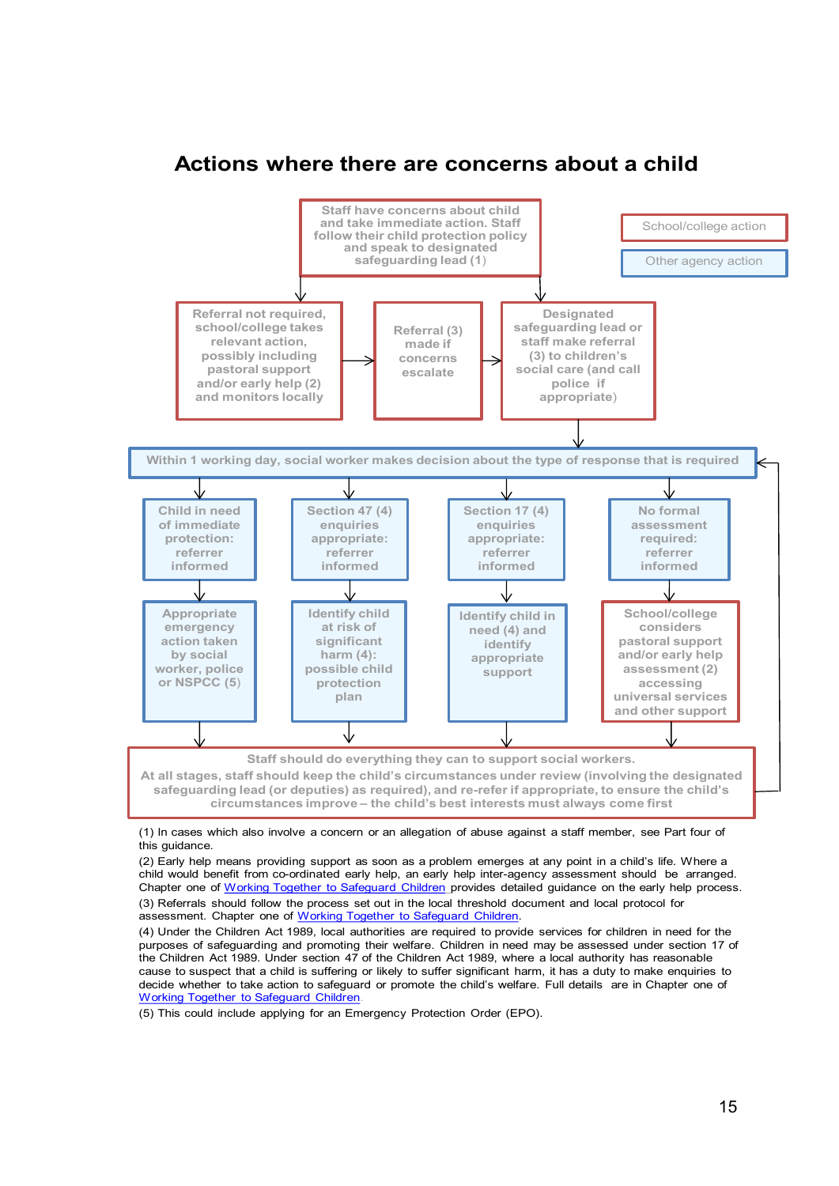# Actions where there are concerns about a child

School/college action

Other agency action

Staff have concerns about child and take immediate action. Staff follow their child protection policy and speak to designated safeguarding lead (1)

Referral not required, school/college takes relevant action, possibly including pastoral support and/or early help (2) and monitors locally

Referral (3) made if concerns escalate

Designated safeguarding lead or staff make referral (3) to children's social care (and call police if appropriate)

Within 1 working day, social worker makes decision about the type of response that is required

Child in need of immediate protection: referrer informed

Appropriate emergency action taken by social worker, police or NSPCC (5)

Section 47 (4) enquiries appropriate: referrer informed

Identify child at risk of significant harm (4): possible child protection plan

Section 17 (4) enquiries appropriate: referrer informed

Identify child in need (4) and identify appropriate support

No formal assessment required: referrer informed

School/college considers pastoral support and/or early help assessment (2) accessing universal services and other support

Staff should do everything they can to support social workers.
At all stages, staff should keep the child's circumstances under review (involving the designated safeguarding lead (or deputies) as required), and re-refer if appropriate, to ensure the child's circumstances improve – the child's best interests must always come first

(1) In cases which also involve a concern or an allegation of abuse against a staff member, see Part four of this guidance.

(2) Early help means providing support as soon as a problem emerges at any point in a child's life. Where a child would benefit from co-ordinated early help, an early help inter-agency assessment should be arranged. Chapter one of Working Together to Safeguard Children provides detailed guidance on the early help process.

(3) Referrals should follow the process set out in the local threshold document and local protocol for assessment. Chapter one of Working Together to Safeguard Children.

(4) Under the Children Act 1989, local authorities are required to provide services for children in need for the purposes of safeguarding and promoting their welfare. Children in need may be assessed under section 17 of the Children Act 1989. Under section 47 of the Children Act 1989, where a local authority has reasonable cause to suspect that a child is suffering or likely to suffer significant harm, it has a duty to make enquiries to decide whether to take action to safeguard or promote the child's welfare. Full details are in Chapter one of Working Together to Safeguard Children.

(5) This could include applying for an Emergency Protection Order (EPO).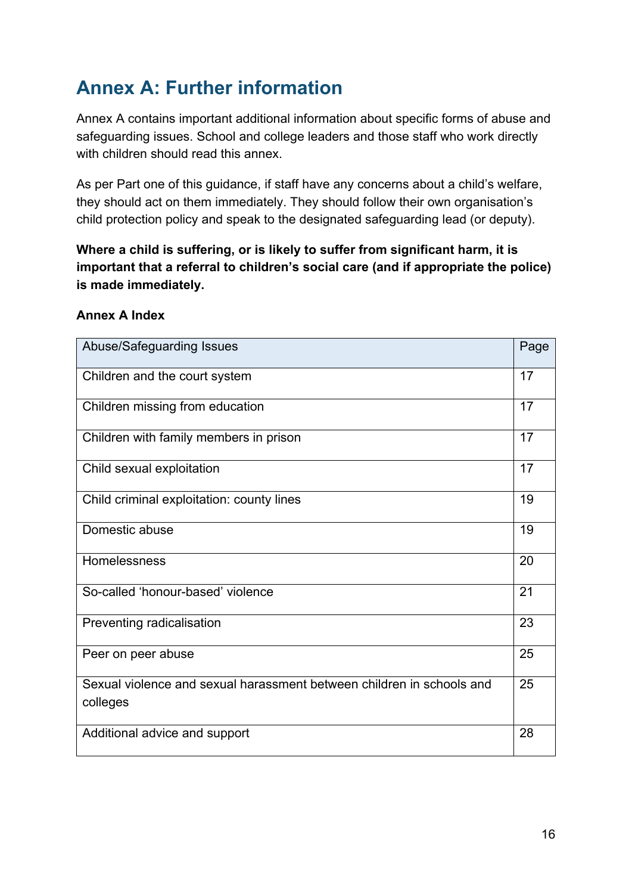# Annex A: Further information

Annex A contains important additional information about specific forms of abuse and safeguarding issues. School and college leaders and those staff who work directly with children should read this annex.

As per Part one of this guidance, if staff have any concerns about a child's welfare, they should act on them immediately. They should follow their own organisation's child protection policy and speak to the designated safeguarding lead (or deputy).

**Where a child is suffering, or is likely to suffer from significant harm, it is important that a referral to children's social care (and if appropriate the police) is made immediately.**

**Annex A Index**

| Abuse/Safeguarding Issues | Page |
|---|---|
| Children and the court system | 17 |
| Children missing from education | 17 |
| Children with family members in prison | 17 |
| Child sexual exploitation | 17 |
| Child criminal exploitation: county lines | 19 |
| Domestic abuse | 19 |
| Homelessness | 20 |
| So-called 'honour-based' violence | 21 |
| Preventing radicalisation | 23 |
| Peer on peer abuse | 25 |
| Sexual violence and sexual harassment between children in schools and colleges | 25 |
| Additional advice and support | 28 |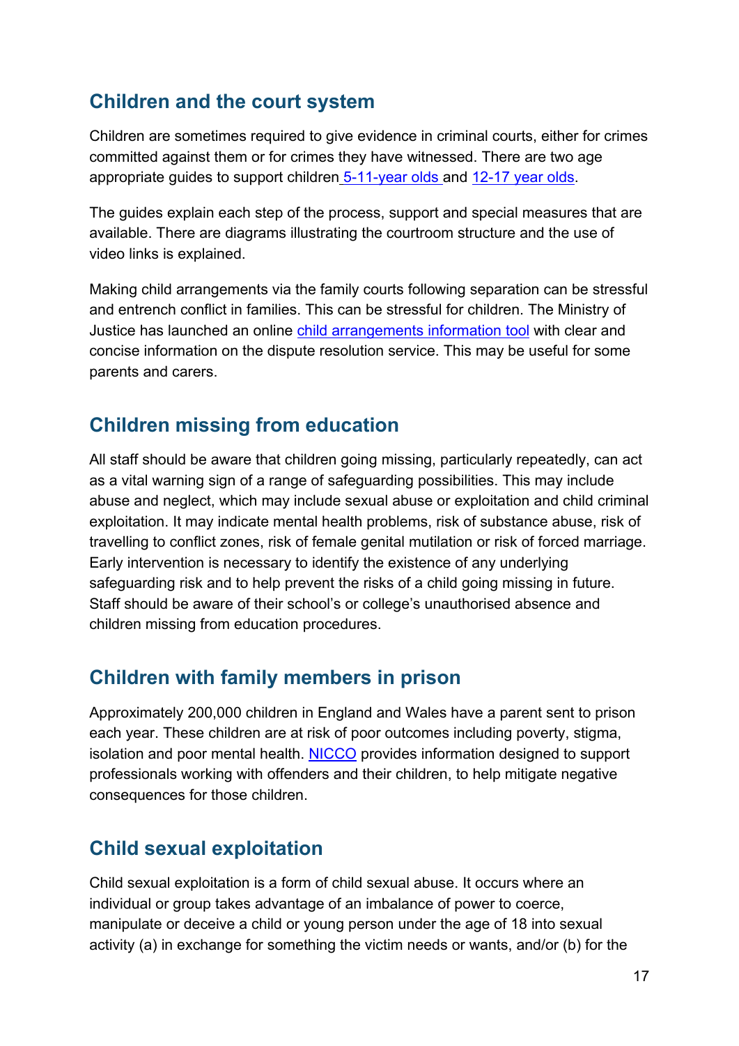## Children and the court system

Children are sometimes required to give evidence in criminal courts, either for crimes committed against them or for crimes they have witnessed. There are two age appropriate guides to support children 5-11-year olds and 12-17 year olds.

The guides explain each step of the process, support and special measures that are available. There are diagrams illustrating the courtroom structure and the use of video links is explained.

Making child arrangements via the family courts following separation can be stressful and entrench conflict in families. This can be stressful for children. The Ministry of Justice has launched an online child arrangements information tool with clear and concise information on the dispute resolution service. This may be useful for some parents and carers.

## Children missing from education

All staff should be aware that children going missing, particularly repeatedly, can act as a vital warning sign of a range of safeguarding possibilities. This may include abuse and neglect, which may include sexual abuse or exploitation and child criminal exploitation. It may indicate mental health problems, risk of substance abuse, risk of travelling to conflict zones, risk of female genital mutilation or risk of forced marriage. Early intervention is necessary to identify the existence of any underlying safeguarding risk and to help prevent the risks of a child going missing in future. Staff should be aware of their school's or college's unauthorised absence and children missing from education procedures.

## Children with family members in prison

Approximately 200,000 children in England and Wales have a parent sent to prison each year. These children are at risk of poor outcomes including poverty, stigma, isolation and poor mental health. NICCO provides information designed to support professionals working with offenders and their children, to help mitigate negative consequences for those children.

## Child sexual exploitation

Child sexual exploitation is a form of child sexual abuse. It occurs where an individual or group takes advantage of an imbalance of power to coerce, manipulate or deceive a child or young person under the age of 18 into sexual activity (a) in exchange for something the victim needs or wants, and/or (b) for the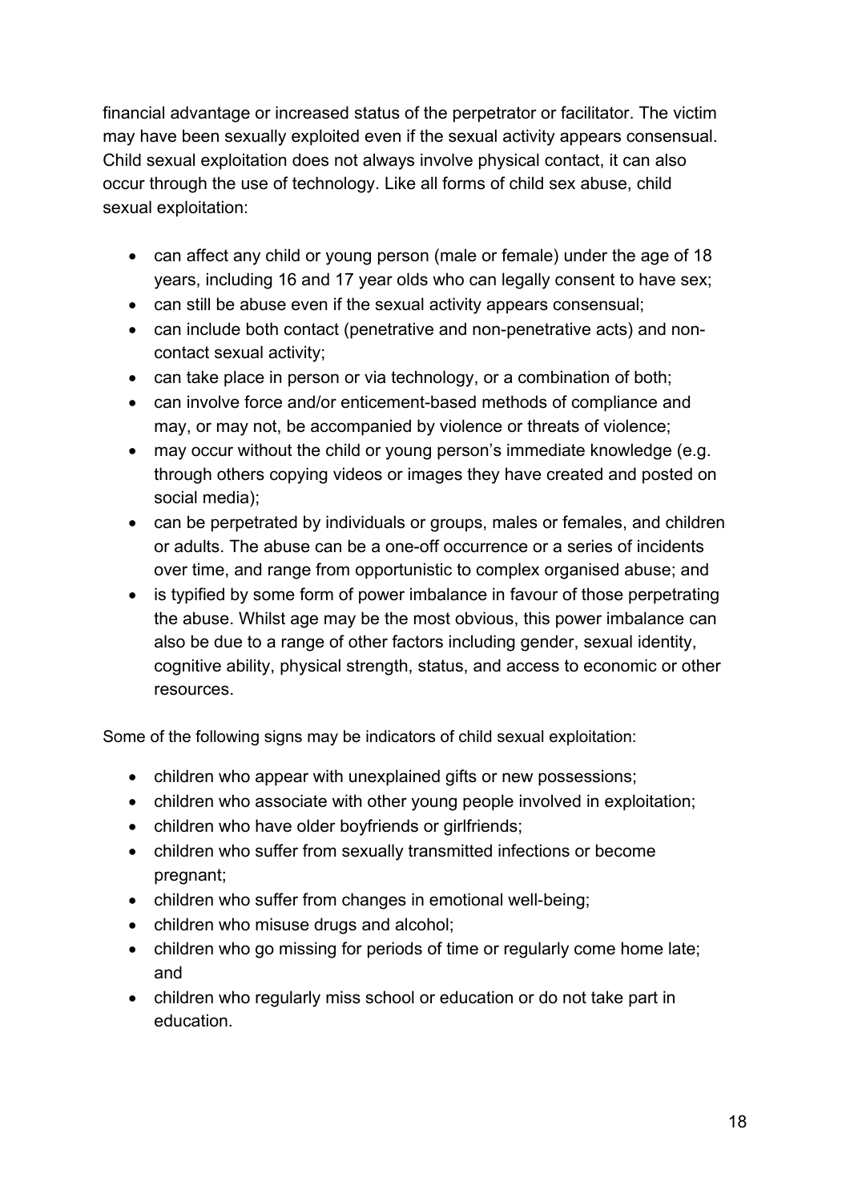financial advantage or increased status of the perpetrator or facilitator. The victim may have been sexually exploited even if the sexual activity appears consensual. Child sexual exploitation does not always involve physical contact, it can also occur through the use of technology. Like all forms of child sex abuse, child sexual exploitation:

- can affect any child or young person (male or female) under the age of 18 years, including 16 and 17 year olds who can legally consent to have sex;
- can still be abuse even if the sexual activity appears consensual;
- can include both contact (penetrative and non-penetrative acts) and non-contact sexual activity;
- can take place in person or via technology, or a combination of both;
- can involve force and/or enticement-based methods of compliance and may, or may not, be accompanied by violence or threats of violence;
- may occur without the child or young person's immediate knowledge (e.g. through others copying videos or images they have created and posted on social media);
- can be perpetrated by individuals or groups, males or females, and children or adults. The abuse can be a one-off occurrence or a series of incidents over time, and range from opportunistic to complex organised abuse; and
- is typified by some form of power imbalance in favour of those perpetrating the abuse. Whilst age may be the most obvious, this power imbalance can also be due to a range of other factors including gender, sexual identity, cognitive ability, physical strength, status, and access to economic or other resources.

Some of the following signs may be indicators of child sexual exploitation:

- children who appear with unexplained gifts or new possessions;
- children who associate with other young people involved in exploitation;
- children who have older boyfriends or girlfriends;
- children who suffer from sexually transmitted infections or become pregnant;
- children who suffer from changes in emotional well-being;
- children who misuse drugs and alcohol;
- children who go missing for periods of time or regularly come home late; and
- children who regularly miss school or education or do not take part in education.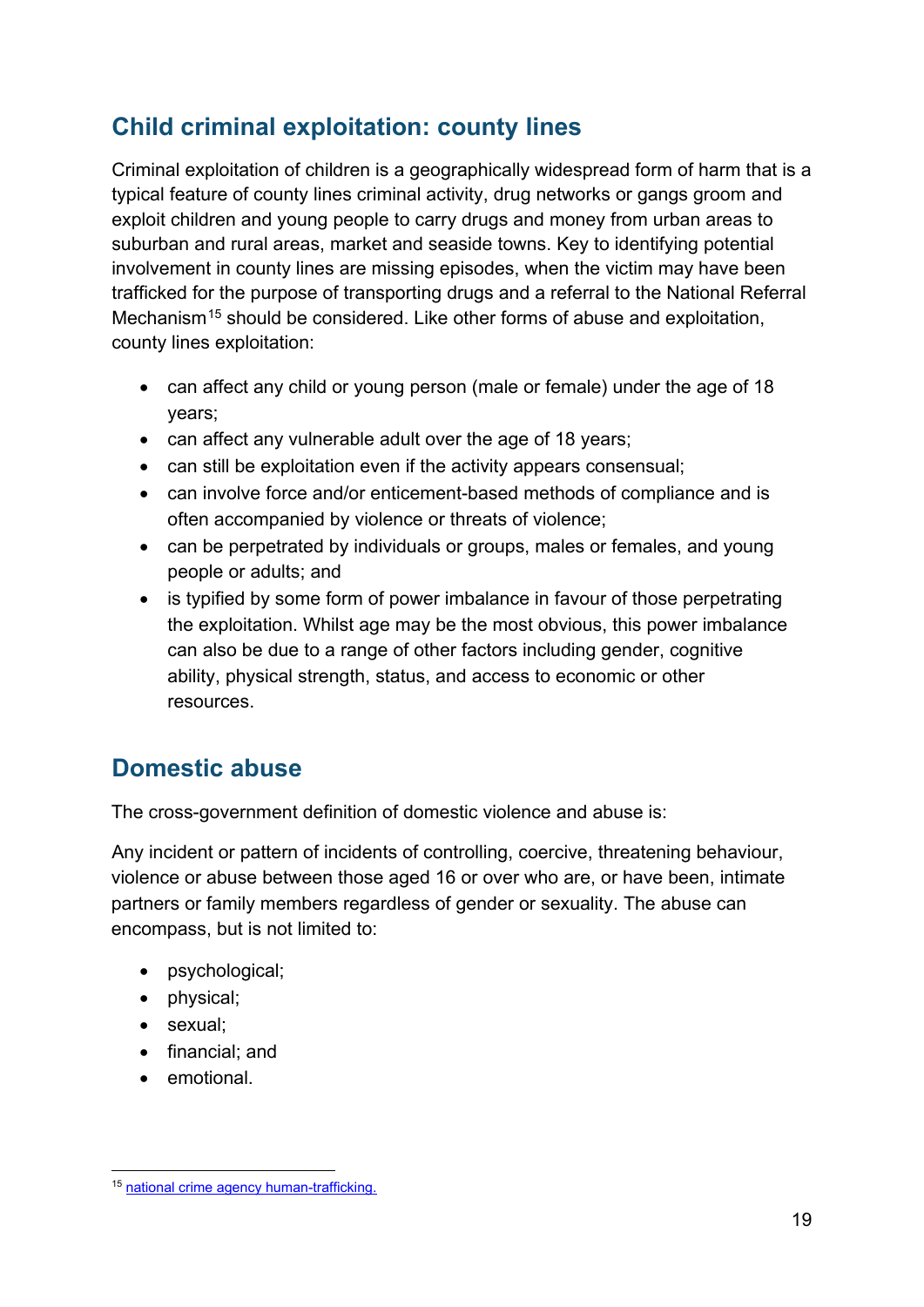## Child criminal exploitation: county lines

Criminal exploitation of children is a geographically widespread form of harm that is a typical feature of county lines criminal activity, drug networks or gangs groom and exploit children and young people to carry drugs and money from urban areas to suburban and rural areas, market and seaside towns. Key to identifying potential involvement in county lines are missing episodes, when the victim may have been trafficked for the purpose of transporting drugs and a referral to the National Referral Mechanism[15] should be considered. Like other forms of abuse and exploitation, county lines exploitation:

- can affect any child or young person (male or female) under the age of 18 years;
- can affect any vulnerable adult over the age of 18 years;
- can still be exploitation even if the activity appears consensual;
- can involve force and/or enticement-based methods of compliance and is often accompanied by violence or threats of violence;
- can be perpetrated by individuals or groups, males or females, and young people or adults; and
- is typified by some form of power imbalance in favour of those perpetrating the exploitation. Whilst age may be the most obvious, this power imbalance can also be due to a range of other factors including gender, cognitive ability, physical strength, status, and access to economic or other resources.

## Domestic abuse

The cross-government definition of domestic violence and abuse is:

Any incident or pattern of incidents of controlling, coercive, threatening behaviour, violence or abuse between those aged 16 or over who are, or have been, intimate partners or family members regardless of gender or sexuality. The abuse can encompass, but is not limited to:

- psychological;
- physical;
- sexual;
- financial; and
- emotional.

---

[15] national crime agency human-trafficking.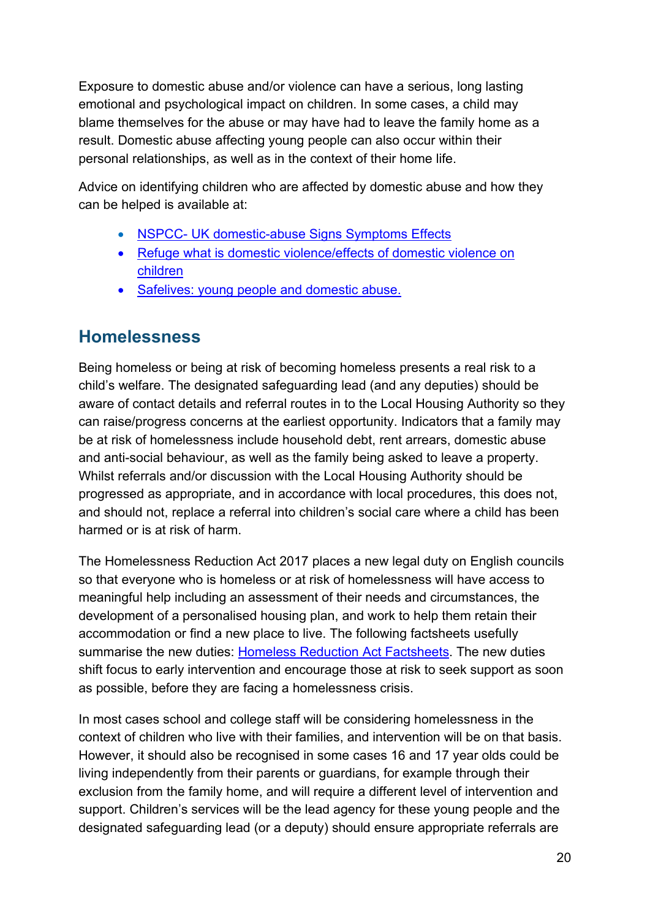Exposure to domestic abuse and/or violence can have a serious, long lasting emotional and psychological impact on children. In some cases, a child may blame themselves for the abuse or may have had to leave the family home as a result. Domestic abuse affecting young people can also occur within their personal relationships, as well as in the context of their home life.

Advice on identifying children who are affected by domestic abuse and how they can be helped is available at:

- NSPCC- UK domestic-abuse Signs Symptoms Effects
- Refuge what is domestic violence/effects of domestic violence on children
- Safelives: young people and domestic abuse.

## Homelessness

Being homeless or being at risk of becoming homeless presents a real risk to a child's welfare. The designated safeguarding lead (and any deputies) should be aware of contact details and referral routes in to the Local Housing Authority so they can raise/progress concerns at the earliest opportunity. Indicators that a family may be at risk of homelessness include household debt, rent arrears, domestic abuse and anti-social behaviour, as well as the family being asked to leave a property. Whilst referrals and/or discussion with the Local Housing Authority should be progressed as appropriate, and in accordance with local procedures, this does not, and should not, replace a referral into children's social care where a child has been harmed or is at risk of harm.

The Homelessness Reduction Act 2017 places a new legal duty on English councils so that everyone who is homeless or at risk of homelessness will have access to meaningful help including an assessment of their needs and circumstances, the development of a personalised housing plan, and work to help them retain their accommodation or find a new place to live. The following factsheets usefully summarise the new duties: Homeless Reduction Act Factsheets. The new duties shift focus to early intervention and encourage those at risk to seek support as soon as possible, before they are facing a homelessness crisis.

In most cases school and college staff will be considering homelessness in the context of children who live with their families, and intervention will be on that basis. However, it should also be recognised in some cases 16 and 17 year olds could be living independently from their parents or guardians, for example through their exclusion from the family home, and will require a different level of intervention and support. Children's services will be the lead agency for these young people and the designated safeguarding lead (or a deputy) should ensure appropriate referrals are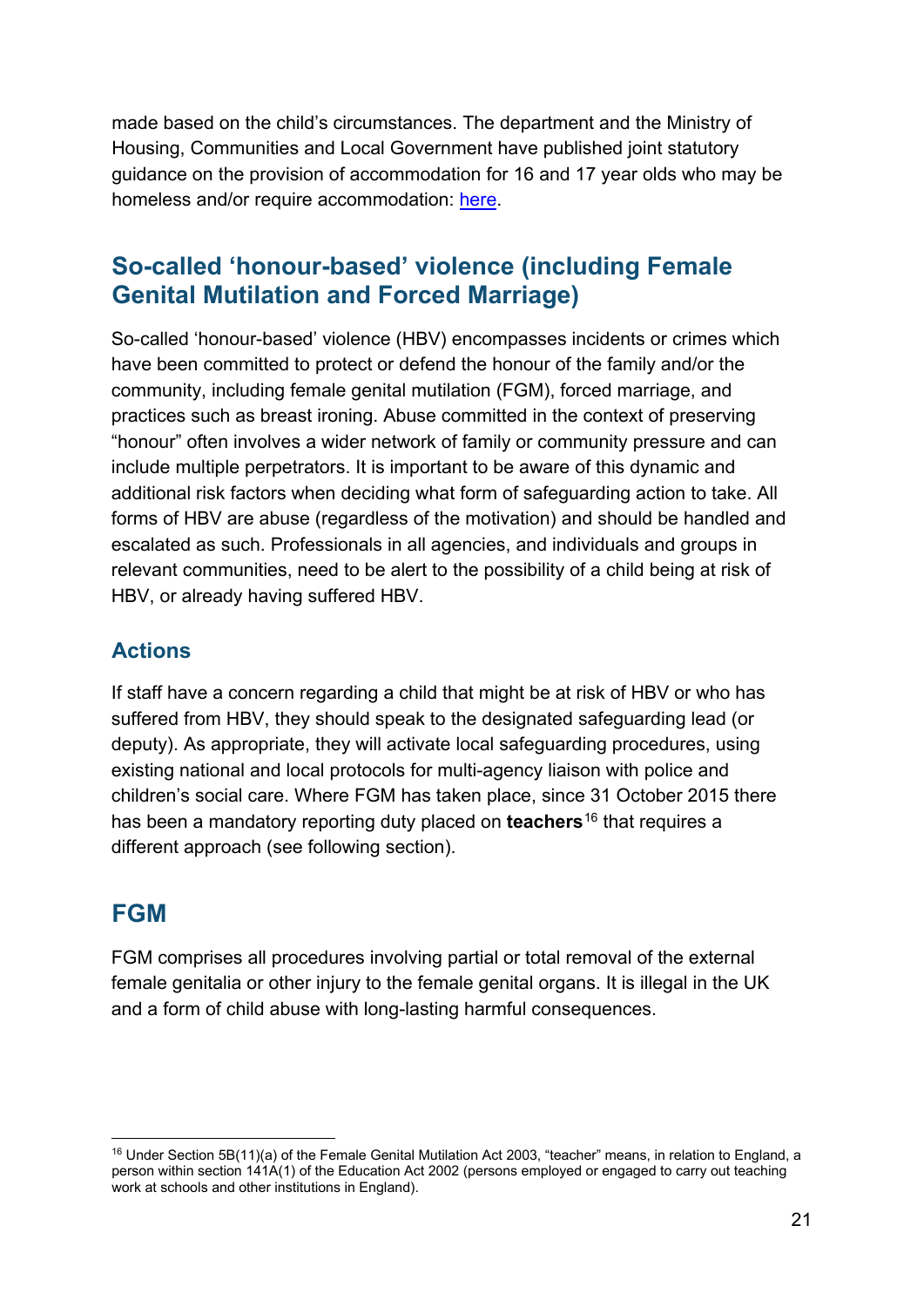made based on the child's circumstances. The department and the Ministry of Housing, Communities and Local Government have published joint statutory guidance on the provision of accommodation for 16 and 17 year olds who may be homeless and/or require accommodation: here.

## So-called 'honour-based' violence (including Female Genital Mutilation and Forced Marriage)

So-called 'honour-based' violence (HBV) encompasses incidents or crimes which have been committed to protect or defend the honour of the family and/or the community, including female genital mutilation (FGM), forced marriage, and practices such as breast ironing. Abuse committed in the context of preserving "honour" often involves a wider network of family or community pressure and can include multiple perpetrators. It is important to be aware of this dynamic and additional risk factors when deciding what form of safeguarding action to take. All forms of HBV are abuse (regardless of the motivation) and should be handled and escalated as such. Professionals in all agencies, and individuals and groups in relevant communities, need to be alert to the possibility of a child being at risk of HBV, or already having suffered HBV.

### Actions

If staff have a concern regarding a child that might be at risk of HBV or who has suffered from HBV, they should speak to the designated safeguarding lead (or deputy). As appropriate, they will activate local safeguarding procedures, using existing national and local protocols for multi-agency liaison with police and children's social care. Where FGM has taken place, since 31 October 2015 there has been a mandatory reporting duty placed on **teachers**[16] that requires a different approach (see following section).

## FGM

FGM comprises all procedures involving partial or total removal of the external female genitalia or other injury to the female genital organs. It is illegal in the UK and a form of child abuse with long-lasting harmful consequences.

---

[16] Under Section 5B(11)(a) of the Female Genital Mutilation Act 2003, "teacher" means, in relation to England, a person within section 141A(1) of the Education Act 2002 (persons employed or engaged to carry out teaching work at schools and other institutions in England).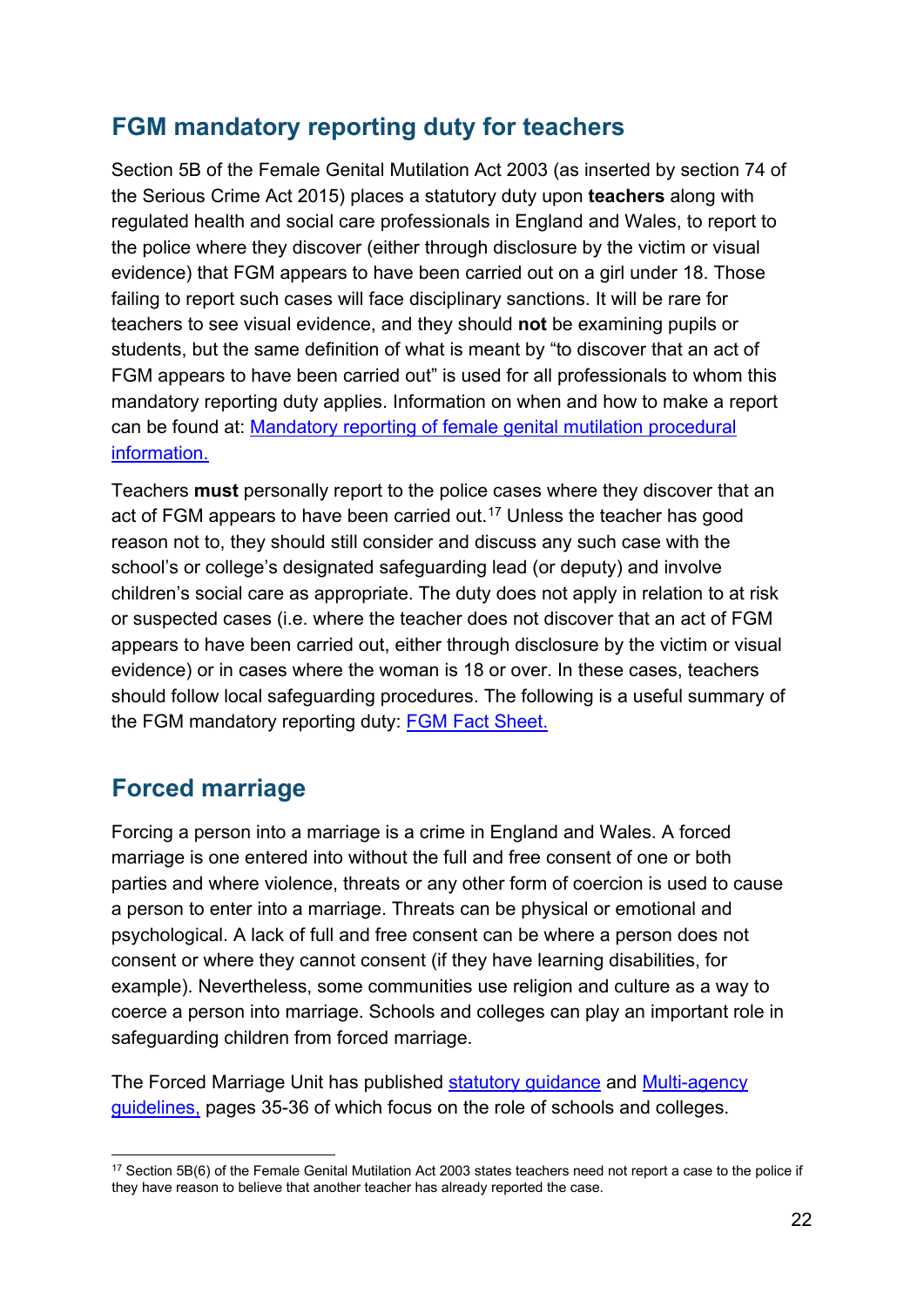## FGM mandatory reporting duty for teachers

Section 5B of the Female Genital Mutilation Act 2003 (as inserted by section 74 of the Serious Crime Act 2015) places a statutory duty upon **teachers** along with regulated health and social care professionals in England and Wales, to report to the police where they discover (either through disclosure by the victim or visual evidence) that FGM appears to have been carried out on a girl under 18. Those failing to report such cases will face disciplinary sanctions. It will be rare for teachers to see visual evidence, and they should **not** be examining pupils or students, but the same definition of what is meant by "to discover that an act of FGM appears to have been carried out" is used for all professionals to whom this mandatory reporting duty applies. Information on when and how to make a report can be found at: Mandatory reporting of female genital mutilation procedural information.

Teachers **must** personally report to the police cases where they discover that an act of FGM appears to have been carried out.[17] Unless the teacher has good reason not to, they should still consider and discuss any such case with the school's or college's designated safeguarding lead (or deputy) and involve children's social care as appropriate. The duty does not apply in relation to at risk or suspected cases (i.e. where the teacher does not discover that an act of FGM appears to have been carried out, either through disclosure by the victim or visual evidence) or in cases where the woman is 18 or over. In these cases, teachers should follow local safeguarding procedures. The following is a useful summary of the FGM mandatory reporting duty: FGM Fact Sheet.

## Forced marriage

Forcing a person into a marriage is a crime in England and Wales. A forced marriage is one entered into without the full and free consent of one or both parties and where violence, threats or any other form of coercion is used to cause a person to enter into a marriage. Threats can be physical or emotional and psychological. A lack of full and free consent can be where a person does not consent or where they cannot consent (if they have learning disabilities, for example). Nevertheless, some communities use religion and culture as a way to coerce a person into marriage. Schools and colleges can play an important role in safeguarding children from forced marriage.

The Forced Marriage Unit has published statutory guidance and Multi-agency guidelines, pages 35-36 of which focus on the role of schools and colleges.

---

[17] Section 5B(6) of the Female Genital Mutilation Act 2003 states teachers need not report a case to the police if they have reason to believe that another teacher has already reported the case.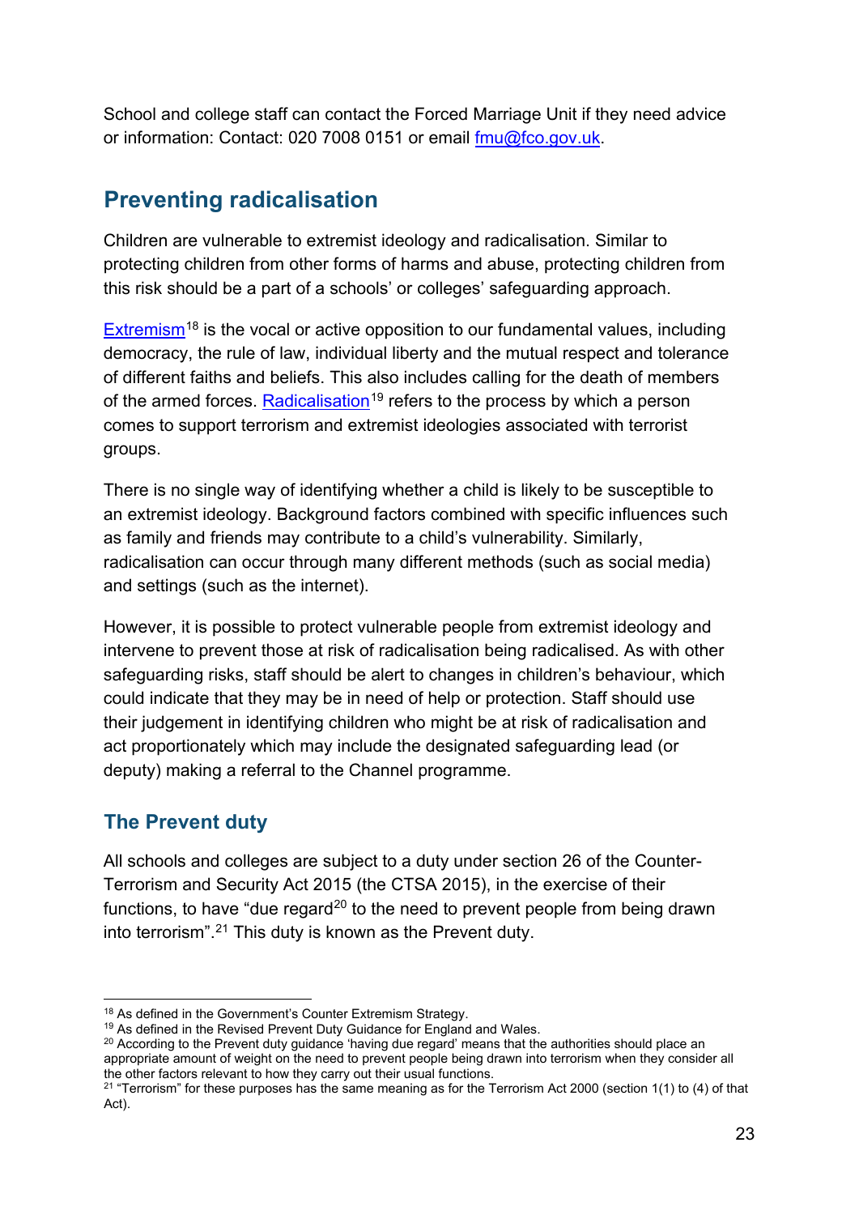School and college staff can contact the Forced Marriage Unit if they need advice or information: Contact: 020 7008 0151 or email fmu@fco.gov.uk.

## Preventing radicalisation

Children are vulnerable to extremist ideology and radicalisation. Similar to protecting children from other forms of harms and abuse, protecting children from this risk should be a part of a schools' or colleges' safeguarding approach.

Extremism[18] is the vocal or active opposition to our fundamental values, including democracy, the rule of law, individual liberty and the mutual respect and tolerance of different faiths and beliefs. This also includes calling for the death of members of the armed forces. Radicalisation[19] refers to the process by which a person comes to support terrorism and extremist ideologies associated with terrorist groups.

There is no single way of identifying whether a child is likely to be susceptible to an extremist ideology. Background factors combined with specific influences such as family and friends may contribute to a child's vulnerability. Similarly, radicalisation can occur through many different methods (such as social media) and settings (such as the internet).

However, it is possible to protect vulnerable people from extremist ideology and intervene to prevent those at risk of radicalisation being radicalised. As with other safeguarding risks, staff should be alert to changes in children's behaviour, which could indicate that they may be in need of help or protection. Staff should use their judgement in identifying children who might be at risk of radicalisation and act proportionately which may include the designated safeguarding lead (or deputy) making a referral to the Channel programme.

### The Prevent duty

All schools and colleges are subject to a duty under section 26 of the Counter-Terrorism and Security Act 2015 (the CTSA 2015), in the exercise of their functions, to have "due regard[20] to the need to prevent people from being drawn into terrorism".[21] This duty is known as the Prevent duty.

---

[18] As defined in the Government's Counter Extremism Strategy.

[19] As defined in the Revised Prevent Duty Guidance for England and Wales.

[20] According to the Prevent duty guidance 'having due regard' means that the authorities should place an appropriate amount of weight on the need to prevent people being drawn into terrorism when they consider all the other factors relevant to how they carry out their usual functions.

[21] "Terrorism" for these purposes has the same meaning as for the Terrorism Act 2000 (section 1(1) to (4) of that Act).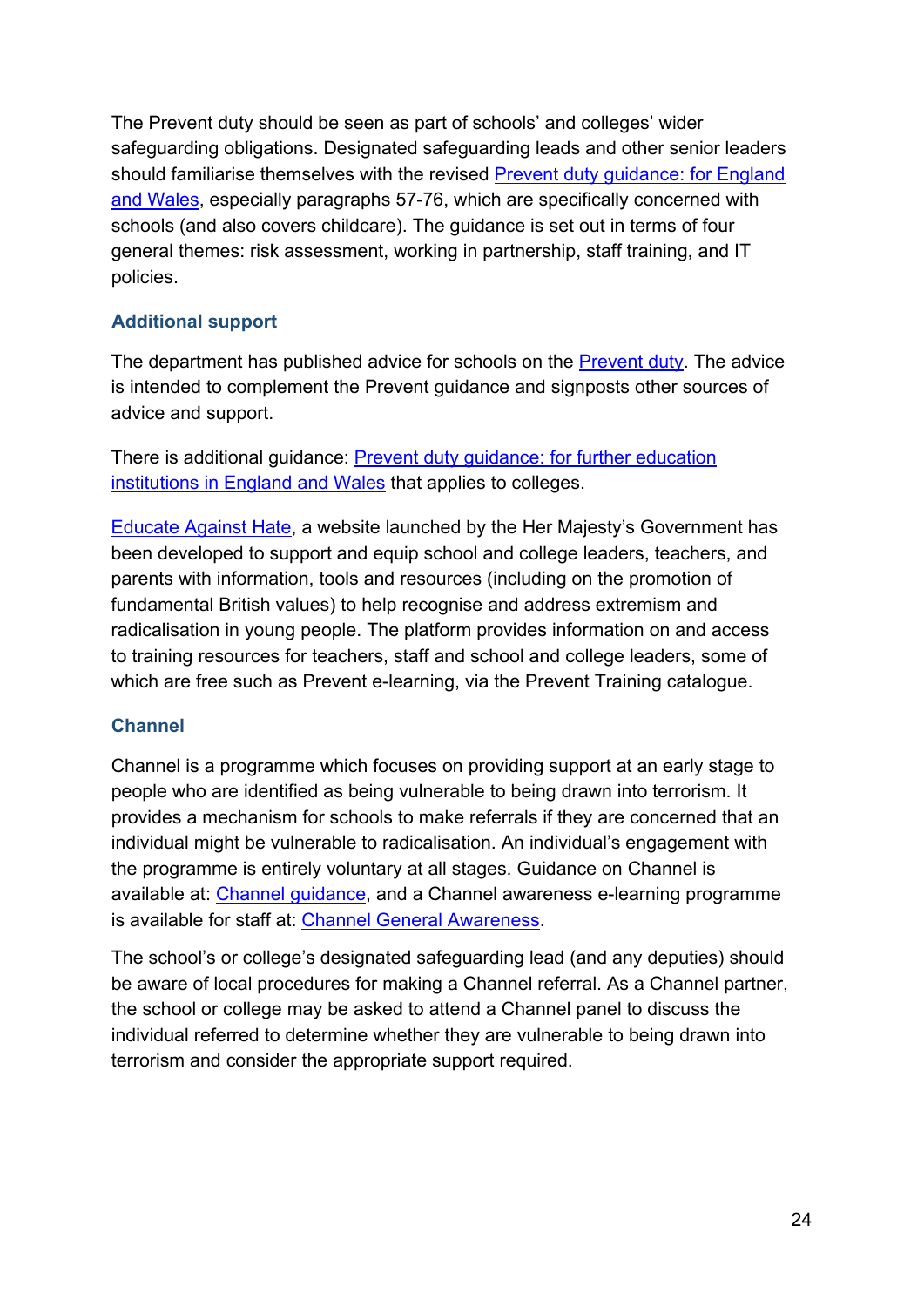The Prevent duty should be seen as part of schools' and colleges' wider safeguarding obligations. Designated safeguarding leads and other senior leaders should familiarise themselves with the revised Prevent duty guidance: for England and Wales, especially paragraphs 57-76, which are specifically concerned with schools (and also covers childcare). The guidance is set out in terms of four general themes: risk assessment, working in partnership, staff training, and IT policies.

### Additional support

The department has published advice for schools on the Prevent duty. The advice is intended to complement the Prevent guidance and signposts other sources of advice and support.

There is additional guidance: Prevent duty guidance: for further education institutions in England and Wales that applies to colleges.

Educate Against Hate, a website launched by the Her Majesty's Government has been developed to support and equip school and college leaders, teachers, and parents with information, tools and resources (including on the promotion of fundamental British values) to help recognise and address extremism and radicalisation in young people. The platform provides information on and access to training resources for teachers, staff and school and college leaders, some of which are free such as Prevent e-learning, via the Prevent Training catalogue.

### Channel

Channel is a programme which focuses on providing support at an early stage to people who are identified as being vulnerable to being drawn into terrorism. It provides a mechanism for schools to make referrals if they are concerned that an individual might be vulnerable to radicalisation. An individual's engagement with the programme is entirely voluntary at all stages. Guidance on Channel is available at: Channel guidance, and a Channel awareness e-learning programme is available for staff at: Channel General Awareness.

The school's or college's designated safeguarding lead (and any deputies) should be aware of local procedures for making a Channel referral. As a Channel partner, the school or college may be asked to attend a Channel panel to discuss the individual referred to determine whether they are vulnerable to being drawn into terrorism and consider the appropriate support required.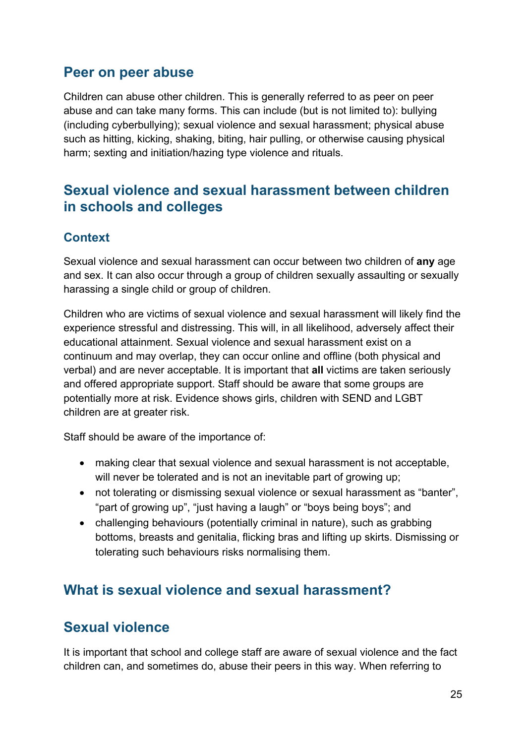## Peer on peer abuse

Children can abuse other children. This is generally referred to as peer on peer abuse and can take many forms. This can include (but is not limited to): bullying (including cyberbullying); sexual violence and sexual harassment; physical abuse such as hitting, kicking, shaking, biting, hair pulling, or otherwise causing physical harm; sexting and initiation/hazing type violence and rituals.

## Sexual violence and sexual harassment between children in schools and colleges

### Context

Sexual violence and sexual harassment can occur between two children of **any** age and sex. It can also occur through a group of children sexually assaulting or sexually harassing a single child or group of children.

Children who are victims of sexual violence and sexual harassment will likely find the experience stressful and distressing. This will, in all likelihood, adversely affect their educational attainment. Sexual violence and sexual harassment exist on a continuum and may overlap, they can occur online and offline (both physical and verbal) and are never acceptable. It is important that **all** victims are taken seriously and offered appropriate support. Staff should be aware that some groups are potentially more at risk. Evidence shows girls, children with SEND and LGBT children are at greater risk.

Staff should be aware of the importance of:

- making clear that sexual violence and sexual harassment is not acceptable, will never be tolerated and is not an inevitable part of growing up;
- not tolerating or dismissing sexual violence or sexual harassment as "banter", "part of growing up", "just having a laugh" or "boys being boys"; and
- challenging behaviours (potentially criminal in nature), such as grabbing bottoms, breasts and genitalia, flicking bras and lifting up skirts. Dismissing or tolerating such behaviours risks normalising them.

## What is sexual violence and sexual harassment?

## Sexual violence

It is important that school and college staff are aware of sexual violence and the fact children can, and sometimes do, abuse their peers in this way. When referring to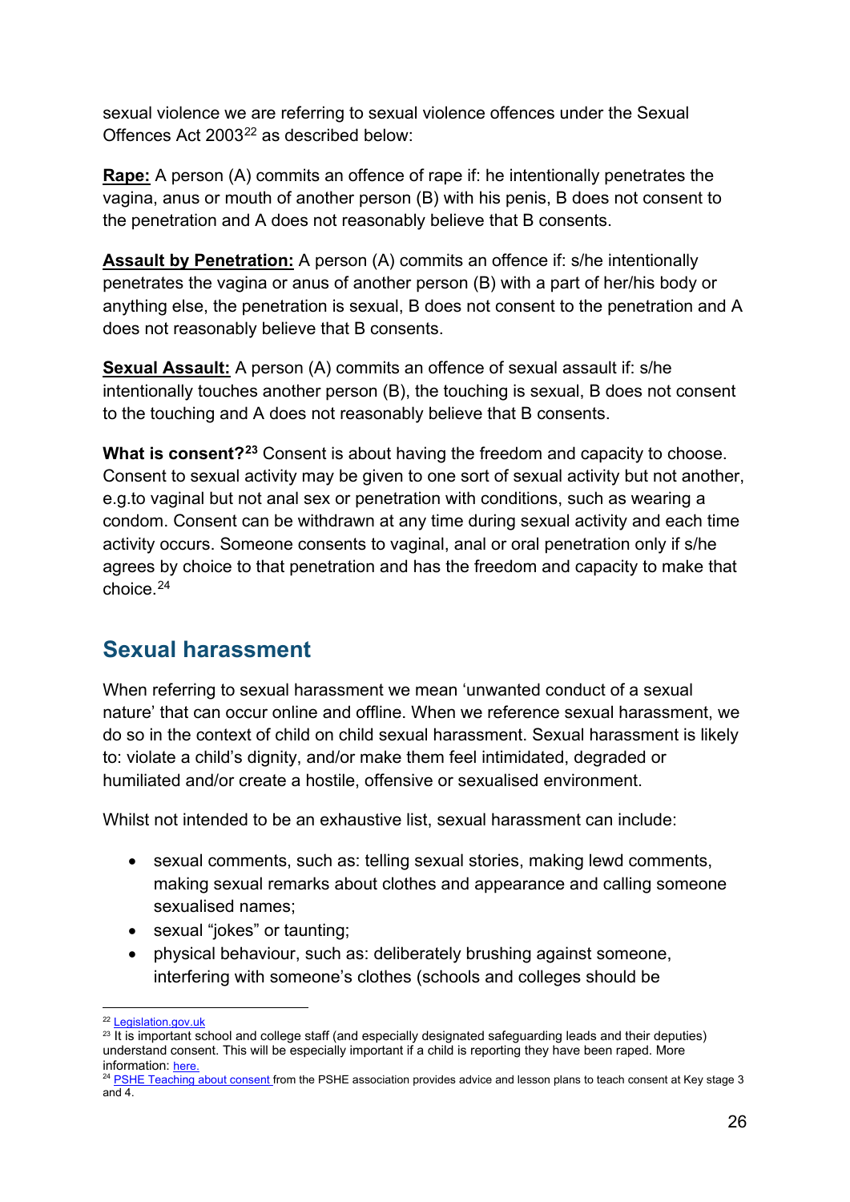sexual violence we are referring to sexual violence offences under the Sexual Offences Act 2003[22] as described below:

**Rape:** A person (A) commits an offence of rape if: he intentionally penetrates the vagina, anus or mouth of another person (B) with his penis, B does not consent to the penetration and A does not reasonably believe that B consents.

**Assault by Penetration:** A person (A) commits an offence if: s/he intentionally penetrates the vagina or anus of another person (B) with a part of her/his body or anything else, the penetration is sexual, B does not consent to the penetration and A does not reasonably believe that B consents.

**Sexual Assault:** A person (A) commits an offence of sexual assault if: s/he intentionally touches another person (B), the touching is sexual, B does not consent to the touching and A does not reasonably believe that B consents.

**What is consent?**[23] Consent is about having the freedom and capacity to choose. Consent to sexual activity may be given to one sort of sexual activity but not another, e.g.to vaginal but not anal sex or penetration with conditions, such as wearing a condom. Consent can be withdrawn at any time during sexual activity and each time activity occurs. Someone consents to vaginal, anal or oral penetration only if s/he agrees by choice to that penetration and has the freedom and capacity to make that choice.[24]

## Sexual harassment

When referring to sexual harassment we mean 'unwanted conduct of a sexual nature' that can occur online and offline. When we reference sexual harassment, we do so in the context of child on child sexual harassment. Sexual harassment is likely to: violate a child's dignity, and/or make them feel intimidated, degraded or humiliated and/or create a hostile, offensive or sexualised environment.

Whilst not intended to be an exhaustive list, sexual harassment can include:

- sexual comments, such as: telling sexual stories, making lewd comments, making sexual remarks about clothes and appearance and calling someone sexualised names;
- sexual "jokes" or taunting;
- physical behaviour, such as: deliberately brushing against someone, interfering with someone's clothes (schools and colleges should be

---

[22] Legislation.gov.uk

[23] It is important school and college staff (and especially designated safeguarding leads and their deputies) understand consent. This will be especially important if a child is reporting they have been raped. More information: here.

[24] PSHE Teaching about consent from the PSHE association provides advice and lesson plans to teach consent at Key stage 3 and 4.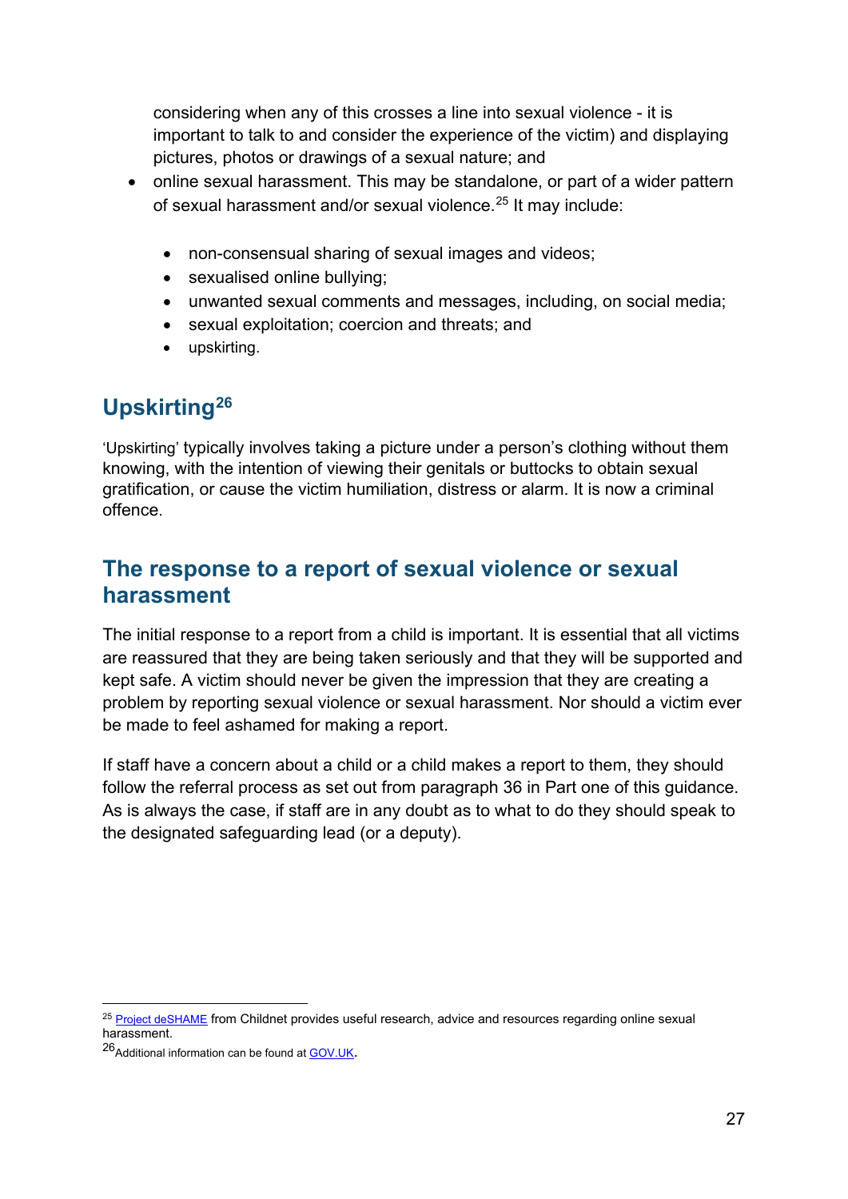considering when any of this crosses a line into sexual violence - it is important to talk to and consider the experience of the victim) and displaying pictures, photos or drawings of a sexual nature; and

- online sexual harassment. This may be standalone, or part of a wider pattern of sexual harassment and/or sexual violence.[25] It may include:
  - non-consensual sharing of sexual images and videos;
  - sexualised online bullying;
  - unwanted sexual comments and messages, including, on social media;
  - sexual exploitation; coercion and threats; and
  - upskirting.

## Upskirting[26]

'Upskirting' typically involves taking a picture under a person's clothing without them knowing, with the intention of viewing their genitals or buttocks to obtain sexual gratification, or cause the victim humiliation, distress or alarm. It is now a criminal offence.

## The response to a report of sexual violence or sexual harassment

The initial response to a report from a child is important. It is essential that all victims are reassured that they are being taken seriously and that they will be supported and kept safe. A victim should never be given the impression that they are creating a problem by reporting sexual violence or sexual harassment. Nor should a victim ever be made to feel ashamed for making a report.

If staff have a concern about a child or a child makes a report to them, they should follow the referral process as set out from paragraph 36 in Part one of this guidance. As is always the case, if staff are in any doubt as to what to do they should speak to the designated safeguarding lead (or a deputy).

---

[25] Project deSHAME from Childnet provides useful research, advice and resources regarding online sexual harassment.

[26] Additional information can be found at GOV.UK.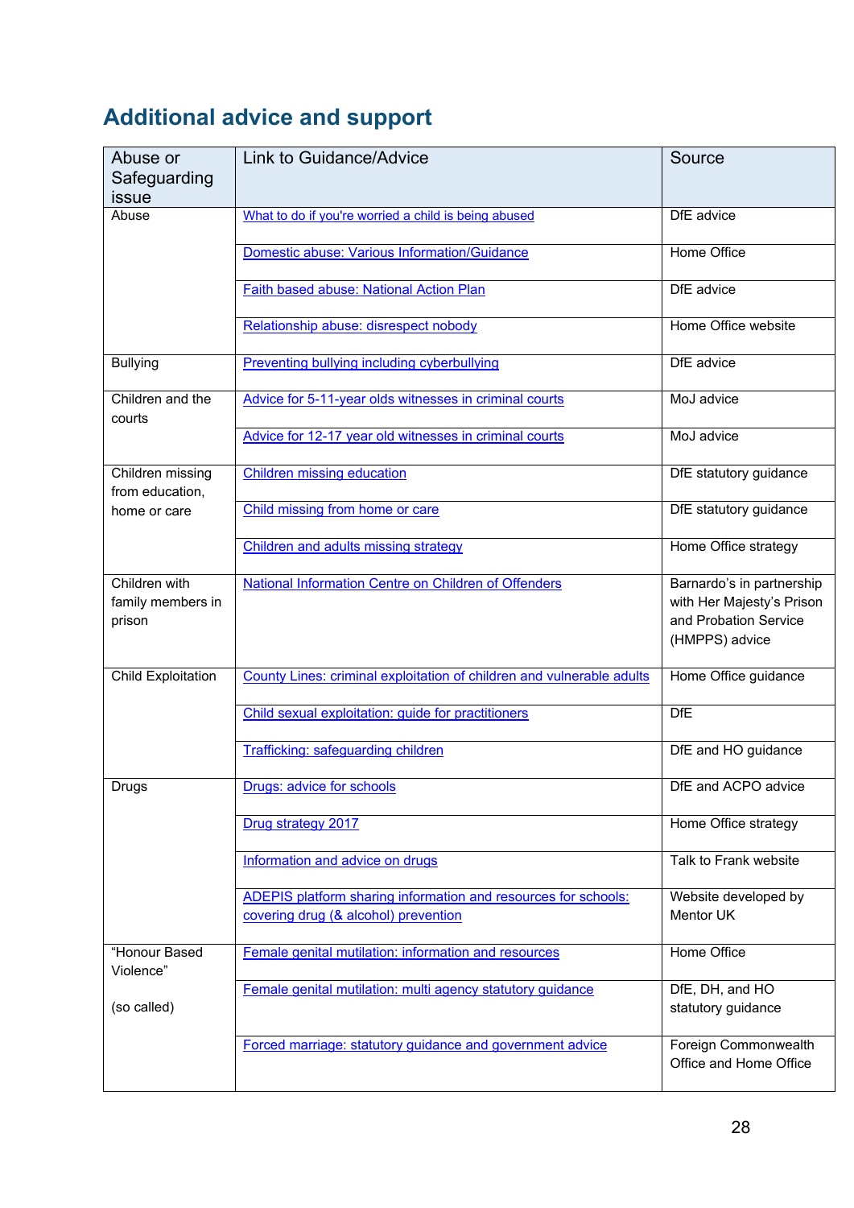## Additional advice and support

| Abuse or Safeguarding issue | Link to Guidance/Advice | Source |
|---|---|---|
| Abuse | What to do if you're worried a child is being abused | DfE advice |
| | Domestic abuse: Various Information/Guidance | Home Office |
| | Faith based abuse: National Action Plan | DfE advice |
| | Relationship abuse: disrespect nobody | Home Office website |
| Bullying | Preventing bullying including cyberbullying | DfE advice |
| Children and the courts | Advice for 5-11-year olds witnesses in criminal courts | MoJ advice |
| | Advice for 12-17 year old witnesses in criminal courts | MoJ advice |
| Children missing from education, home or care | Children missing education | DfE statutory guidance |
| | Child missing from home or care | DfE statutory guidance |
| | Children and adults missing strategy | Home Office strategy |
| Children with family members in prison | National Information Centre on Children of Offenders | Barnardo's in partnership with Her Majesty's Prison and Probation Service (HMPPS) advice |
| Child Exploitation | County Lines: criminal exploitation of children and vulnerable adults | Home Office guidance |
| | Child sexual exploitation: guide for practitioners | DfE |
| | Trafficking: safeguarding children | DfE and HO guidance |
| Drugs | Drugs: advice for schools | DfE and ACPO advice |
| | Drug strategy 2017 | Home Office strategy |
| | Information and advice on drugs | Talk to Frank website |
| | ADEPIS platform sharing information and resources for schools: covering drug (& alcohol) prevention | Website developed by Mentor UK |
| "Honour Based Violence" (so called) | Female genital mutilation: information and resources | Home Office |
| | Female genital mutilation: multi agency statutory guidance | DfE, DH, and HO statutory guidance |
| | Forced marriage: statutory guidance and government advice | Foreign Commonwealth Office and Home Office |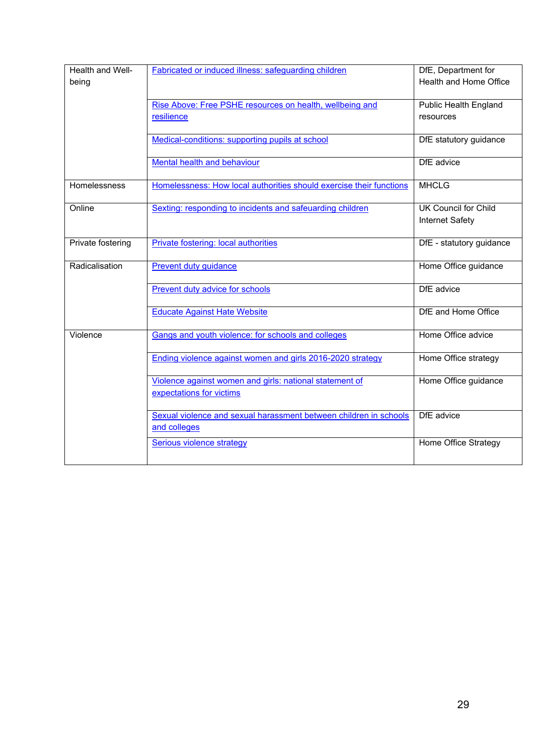| | | |
|---|---|---|
| Health and Well-being | Fabricated or induced illness: safeguarding children | DfE, Department for Health and Home Office |
| | Rise Above: Free PSHE resources on health, wellbeing and resilience | Public Health England resources |
| | Medical-conditions: supporting pupils at school | DfE statutory guidance |
| | Mental health and behaviour | DfE advice |
| Homelessness | Homelessness: How local authorities should exercise their functions | MHCLG |
| Online | Sexting: responding to incidents and safeuarding children | UK Council for Child Internet Safety |
| Private fostering | Private fostering: local authorities | DfE - statutory guidance |
| Radicalisation | Prevent duty guidance | Home Office guidance |
| | Prevent duty advice for schools | DfE advice |
| | Educate Against Hate Website | DfE and Home Office |
| Violence | Gangs and youth violence: for schools and colleges | Home Office advice |
| | Ending violence against women and girls 2016-2020 strategy | Home Office strategy |
| | Violence against women and girls: national statement of expectations for victims | Home Office guidance |
| | Sexual violence and sexual harassment between children in schools and colleges | DfE advice |
| | Serious violence strategy | Home Office Strategy |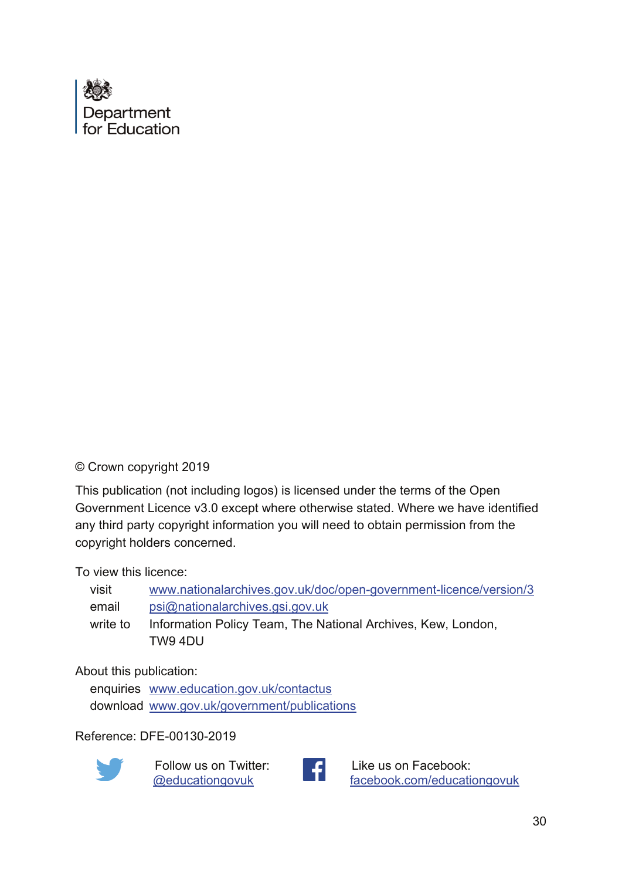Department for Education

© Crown copyright 2019

This publication (not including logos) is licensed under the terms of the Open Government Licence v3.0 except where otherwise stated. Where we have identified any third party copyright information you will need to obtain permission from the copyright holders concerned.

To view this licence:

| | |
|---|---|
| visit | www.nationalarchives.gov.uk/doc/open-government-licence/version/3 |
| email | psi@nationalarchives.gsi.gov.uk |
| write to | Information Policy Team, The National Archives, Kew, London, TW9 4DU |

About this publication:

| | |
|---|---|
| enquiries | www.education.gov.uk/contactus |
| download | www.gov.uk/government/publications |

Reference: DFE-00130-2019

Follow us on Twitter: @educationgovuk

Like us on Facebook: facebook.com/educationgovuk